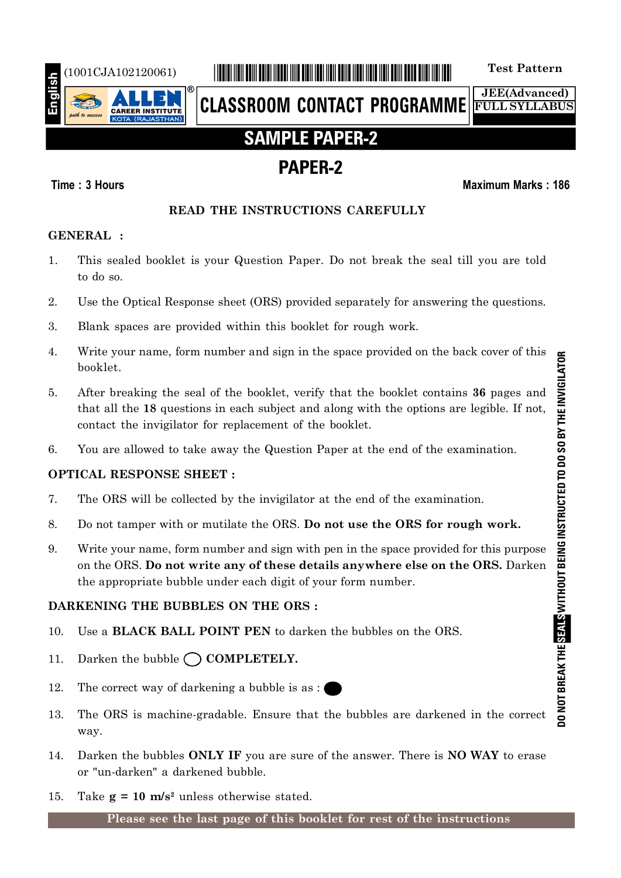English

(1001CJA102120061)

**Test Pattern**

**ALLEN** CAREER INSTITUTE KOTA (RAJASTHAN)

**CLASSROOM CONTACT PROGRAMME**

**JEE(Advanced)**
**FULL SYLLABUS**

# SAMPLE PAPER-2

## PAPER-2

**Time : 3 Hours** | **Maximum Marks : 186**

### READ THE INSTRUCTIONS CAREFULLY

**GENERAL :**

1. This sealed booklet is your Question Paper. Do not break the seal till you are told to do so.
2. Use the Optical Response sheet (ORS) provided separately for answering the questions.
3. Blank spaces are provided within this booklet for rough work.
4. Write your name, form number and sign in the space provided on the back cover of this booklet.
5. After breaking the seal of the booklet, verify that the booklet contains **36** pages and that all the **18** questions in each subject and along with the options are legible. If not, contact the invigilator for replacement of the booklet.
6. You are allowed to take away the Question Paper at the end of the examination.

**OPTICAL RESPONSE SHEET :**

7. The ORS will be collected by the invigilator at the end of the examination.
8. Do not tamper with or mutilate the ORS. **Do not use the ORS for rough work.**
9. Write your name, form number and sign with pen in the space provided for this purpose on the ORS. **Do not write any of these details anywhere else on the ORS.** Darken the appropriate bubble under each digit of your form number.

**DARKENING THE BUBBLES ON THE ORS :**

10. Use a **BLACK BALL POINT PEN** to darken the bubbles on the ORS.
11. Darken the bubble ◯ **COMPLETELY.**
12. The correct way of darkening a bubble is as : ⬤
13. The ORS is machine-gradable. Ensure that the bubbles are darkened in the correct way.
14. Darken the bubbles **ONLY IF** you are sure of the answer. There is **NO WAY** to erase or "un-darken" a darkened bubble.
15. Take **g = 10 m/s²** unless otherwise stated.

**Please see the last page of this booklet for rest of the instructions**

DO NOT BREAK THE SEALS WITHOUT BEING INSTRUCTED TO DO SO BY THE INVIGILATOR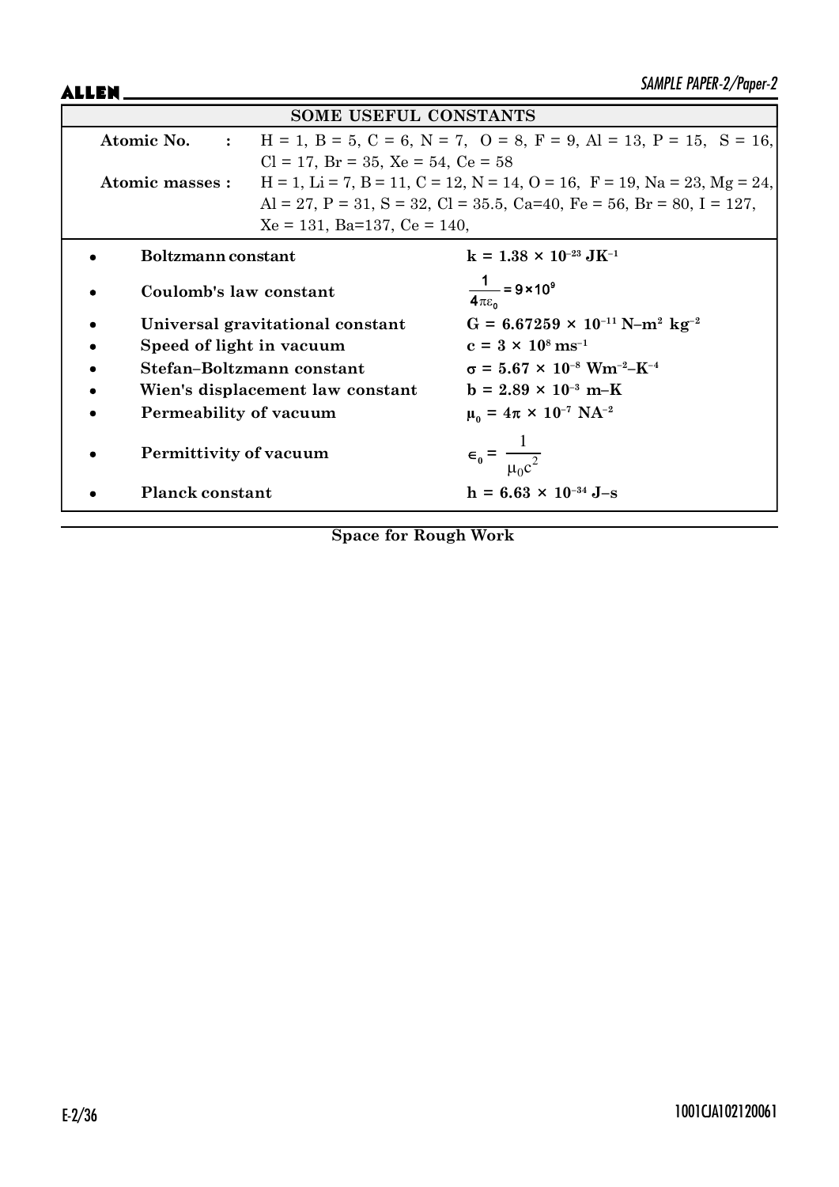## SOME USEFUL CONSTANTS

**Atomic No.** : H = 1, B = 5, C = 6, N = 7, O = 8, F = 9, Al = 13, P = 15, S = 16, Cl = 17, Br = 35, Xe = 54, Ce = 58

**Atomic masses :** H = 1, Li = 7, B = 11, C = 12, N = 14, O = 16, F = 19, Na = 23, Mg = 24, Al = 27, P = 31, S = 32, Cl = 35.5, Ca=40, Fe = 56, Br = 80, I = 127, Xe = 131, Ba=137, Ce = 140,

- **Boltzmann constant** — $k = 1.38 \times 10^{-23}\ JK^{-1}$
- **Coulomb's law constant** — $\frac{1}{4\pi\varepsilon_0} = 9 \times 10^9$
- **Universal gravitational constant** — $G = 6.67259 \times 10^{-11}\ N\text{–}m^2\ kg^{-2}$
- **Speed of light in vacuum** — $c = 3 \times 10^8\ ms^{-1}$
- **Stefan–Boltzmann constant** — $\sigma = 5.67 \times 10^{-8}\ Wm^{-2}\text{–}K^{-4}$
- **Wien's displacement law constant** — $b = 2.89 \times 10^{-3}\ m\text{–}K$
- **Permeability of vacuum** — $\mu_0 = 4\pi \times 10^{-7}\ NA^{-2}$
- **Permittivity of vacuum** — $\epsilon_0 = \frac{1}{\mu_0 c^2}$
- **Planck constant** — $h = 6.63 \times 10^{-34}\ J\text{–}s$

**Space for Rough Work**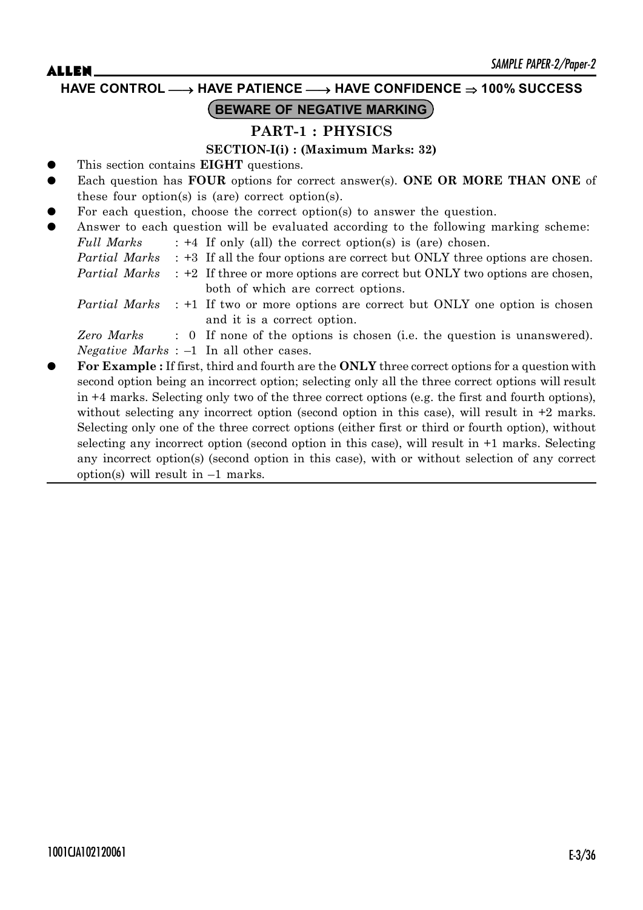**HAVE CONTROL ⟶ HAVE PATIENCE ⟶ HAVE CONFIDENCE ⇒ 100% SUCCESS**

**BEWARE OF NEGATIVE MARKING**

# PART-1 : PHYSICS

## SECTION-I(i) : (Maximum Marks: 32)

- This section contains **EIGHT** questions.
- Each question has **FOUR** options for correct answer(s). **ONE OR MORE THAN ONE** of these four option(s) is (are) correct option(s).
- For each question, choose the correct option(s) to answer the question.
- Answer to each question will be evaluated according to the following marking scheme:

  *Full Marks* : +4 If only (all) the correct option(s) is (are) chosen.

  *Partial Marks* : +3 If all the four options are correct but ONLY three options are chosen.

  *Partial Marks* : +2 If three or more options are correct but ONLY two options are chosen, both of which are correct options.

  *Partial Marks* : +1 If two or more options are correct but ONLY one option is chosen and it is a correct option.

  *Zero Marks* : 0 If none of the options is chosen (i.e. the question is unanswered).

  *Negative Marks* : –1 In all other cases.

- **For Example :** If first, third and fourth are the **ONLY** three correct options for a question with second option being an incorrect option; selecting only all the three correct options will result in +4 marks. Selecting only two of the three correct options (e.g. the first and fourth options), without selecting any incorrect option (second option in this case), will result in +2 marks. Selecting only one of the three correct options (either first or third or fourth option), without selecting any incorrect option (second option in this case), will result in +1 marks. Selecting any incorrect option(s) (second option in this case), with or without selection of any correct option(s) will result in –1 marks.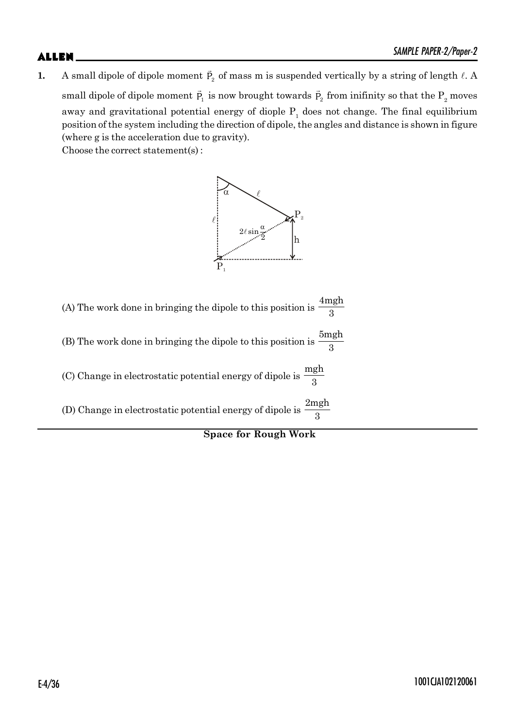**1.** A small dipole of dipole moment $\vec{P}_2$ of mass m is suspended vertically by a string of length $\ell$. A small dipole of dipole moment $\vec{P}_1$ is now brought towards $\vec{P}_2$ from inifinity so that the $P_2$ moves away and gravitational potential energy of diople $P_1$ does not change. The final equilibrium position of the system including the direction of dipole, the angles and distance is shown in figure (where g is the acceleration due to gravity).

Choose the correct statement(s) :

(A) The work done in bringing the dipole to this position is $\frac{4mgh}{3}$

(B) The work done in bringing the dipole to this position is $\frac{5mgh}{3}$

(C) Change in electrostatic potential energy of dipole is $\frac{mgh}{3}$

(D) Change in electrostatic potential energy of dipole is $\frac{2mgh}{3}$

**Space for Rough Work**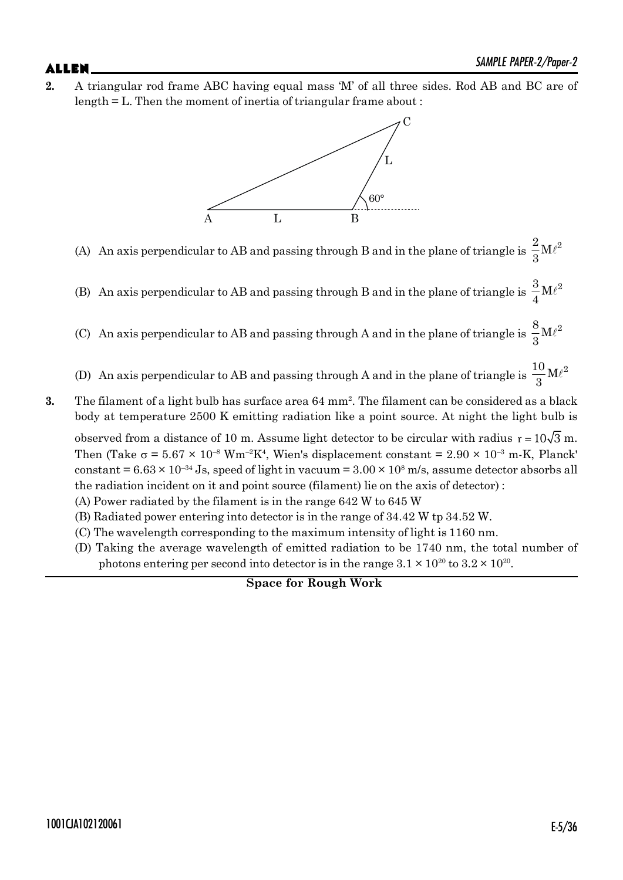**2.** A triangular rod frame ABC having equal mass 'M' of all three sides. Rod AB and BC are of length = L. Then the moment of inertia of triangular frame about :

(A) An axis perpendicular to AB and passing through B and in the plane of triangle is $\frac{2}{3}M\ell^2$

(B) An axis perpendicular to AB and passing through B and in the plane of triangle is $\frac{3}{4}M\ell^2$

(C) An axis perpendicular to AB and passing through A and in the plane of triangle is $\frac{8}{3}M\ell^2$

(D) An axis perpendicular to AB and passing through A and in the plane of triangle is $\frac{10}{3}M\ell^2$

**3.** The filament of a light bulb has surface area 64 $mm^2$. The filament can be considered as a black body at temperature 2500 K emitting radiation like a point source. At night the light bulb is observed from a distance of 10 m. Assume light detector to be circular with radius $r = 10\sqrt{3}$ m. Then (Take $\sigma = 5.67 \times 10^{-8}$ $Wm^{-2}K^4$, Wien's displacement constant = $2.90 \times 10^{-3}$ m-K, Planck' constant = $6.63 \times 10^{-34}$ Js, speed of light in vacuum = $3.00 \times 10^8$ m/s, assume detector absorbs all the radiation incident on it and point source (filament) lie on the axis of detector) :

(A) Power radiated by the filament is in the range 642 W to 645 W

(B) Radiated power entering into detector is in the range of 34.42 W tp 34.52 W.

(C) The wavelength corresponding to the maximum intensity of light is 1160 nm.

(D) Taking the average wavelength of emitted radiation to be 1740 nm, the total number of photons entering per second into detector is in the range $3.1 \times 10^{20}$ to $3.2 \times 10^{20}$.

**Space for Rough Work**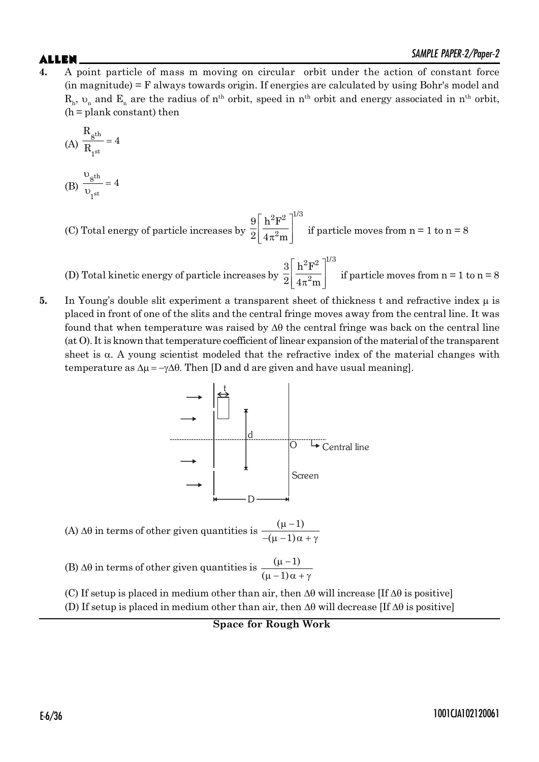**4.** A point particle of mass m moving on circular orbit under the action of constant force (in magnitude) = F always towards origin. If energies are calculated by using Bohr's model and $R_h$, $\upsilon_n$ and $E_n$ are the radius of $n^{th}$ orbit, speed in $n^{th}$ orbit and energy associated in $n^{th}$ orbit, (h = plank constant) then

(A) $\frac{R_{8^{th}}}{R_{1^{st}}} = 4$

(B) $\frac{\upsilon_{8^{th}}}{\upsilon_{1^{st}}} = 4$

(C) Total energy of particle increases by $\frac{9}{2}\left[\frac{h^2F^2}{4\pi^2 m}\right]^{1/3}$ if particle moves from n = 1 to n = 8

(D) Total kinetic energy of particle increases by $\frac{3}{2}\left[\frac{h^2F^2}{4\pi^2 m}\right]^{1/3}$ if particle moves from n = 1 to n = 8

**5.** In Young's double slit experiment a transparent sheet of thickness t and refractive index $\mu$ is placed in front of one of the slits and the central fringe moves away from the central line. It was found that when temperature was raised by $\Delta\theta$ the central fringe was back on the central line (at O). It is known that temperature coefficient of linear expansion of the material of the transparent sheet is $\alpha$. A young scientist modeled that the refractive index of the material changes with temperature as $\Delta\mu = -\gamma\Delta\theta$. Then [D and d are given and have usual meaning].

(A) $\Delta\theta$ in terms of other given quantities is $\frac{(\mu - 1)}{-(\mu - 1)\alpha + \gamma}$

(B) $\Delta\theta$ in terms of other given quantities is $\frac{(\mu - 1)}{(\mu - 1)\alpha + \gamma}$

(C) If setup is placed in medium other than air, then $\Delta\theta$ will increase [If $\Delta\theta$ is positive]

(D) If setup is placed in medium other than air, then $\Delta\theta$ will decrease [If $\Delta\theta$ is positive]

**Space for Rough Work**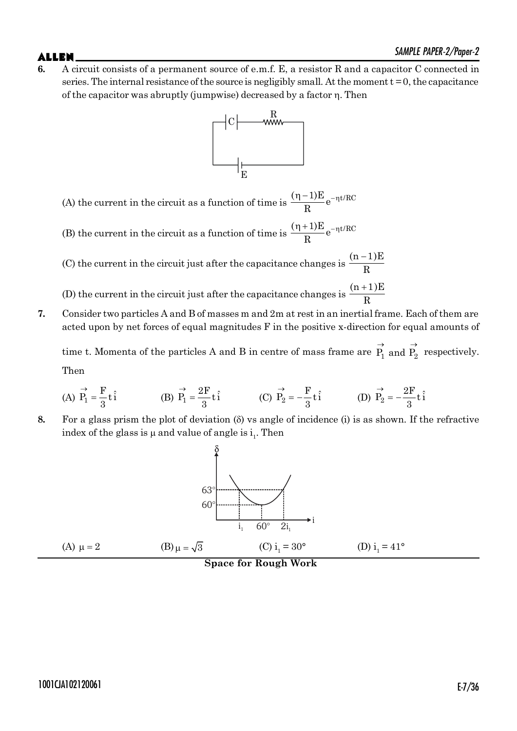**6.** A circuit consists of a permanent source of e.m.f. E, a resistor R and a capacitor C connected in series. The internal resistance of the source is negligibly small. At the moment t = 0, the capacitance of the capacitor was abruptly (jumpwise) decreased by a factor η. Then

(A) the current in the circuit as a function of time is $\frac{(\eta-1)E}{R}e^{-\eta t/RC}$

(B) the current in the circuit as a function of time is $\frac{(\eta+1)E}{R}e^{-\eta t/RC}$

(C) the current in the circuit just after the capacitance changes is $\frac{(n-1)E}{R}$

(D) the current in the circuit just after the capacitance changes is $\frac{(n+1)E}{R}$

**7.** Consider two particles A and B of masses m and 2m at rest in an inertial frame. Each of them are acted upon by net forces of equal magnitudes F in the positive x-direction for equal amounts of time t. Momenta of the particles A and B in centre of mass frame are $\vec{P_1}$ and $\vec{P_2}$ respectively. Then

(A) $\vec{P_1} = \frac{F}{3}t\hat{i}$ (B) $\vec{P_1} = \frac{2F}{3}t\hat{i}$ (C) $\vec{P_2} = -\frac{F}{3}t\hat{i}$ (D) $\vec{P_2} = -\frac{2F}{3}t\hat{i}$

**8.** For a glass prism the plot of deviation (δ) vs angle of incidence (i) is as shown. If the refractive index of the glass is μ and value of angle is $i_1$. Then

(A) $\mu = 2$ (B) $\mu = \sqrt{3}$ (C) $i_1 = 30°$ (D) $i_1 = 41°$

**Space for Rough Work**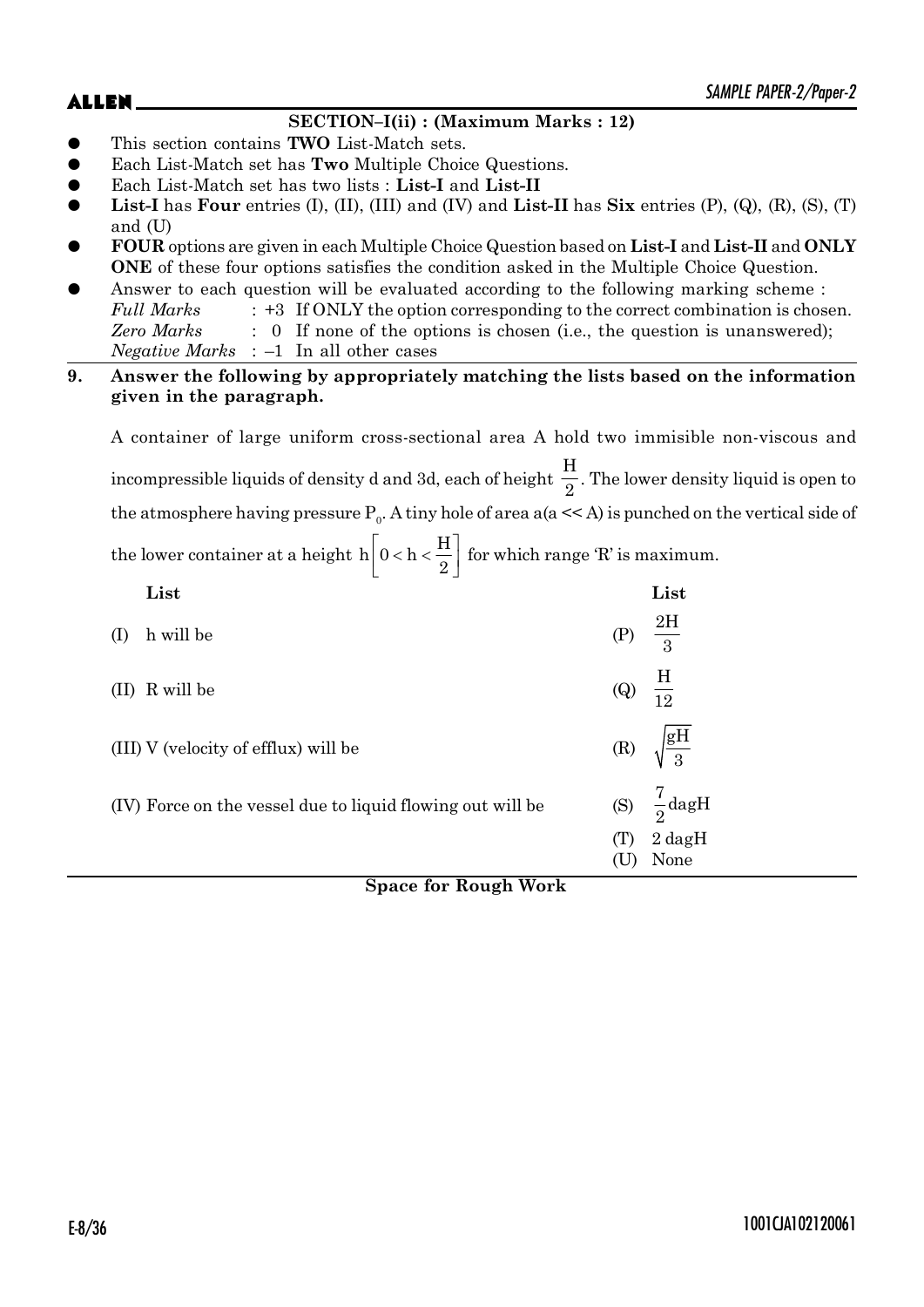**SECTION–I(ii) : (Maximum Marks : 12)**

- This section contains **TWO** List-Match sets.
- Each List-Match set has **Two** Multiple Choice Questions.
- Each List-Match set has two lists : **List-I** and **List-II**
- **List-I** has **Four** entries (I), (II), (III) and (IV) and **List-II** has **Six** entries (P), (Q), (R), (S), (T) and (U)
- **FOUR** options are given in each Multiple Choice Question based on **List-I** and **List-II** and **ONLY ONE** of these four options satisfies the condition asked in the Multiple Choice Question.
- Answer to each question will be evaluated according to the following marking scheme :
  *Full Marks* : +3 If ONLY the option corresponding to the correct combination is chosen.
  *Zero Marks* : 0 If none of the options is chosen (i.e., the question is unanswered);
  *Negative Marks* : –1 In all other cases

**9. Answer the following by appropriately matching the lists based on the information given in the paragraph.**

A container of large uniform cross-sectional area A hold two immisible non-viscous and incompressible liquids of density d and 3d, each of height $\frac{H}{2}$. The lower density liquid is open to the atmosphere having pressure $P_0$. A tiny hole of area a(a << A) is punched on the vertical side of the lower container at a height $h\left[0 < h < \frac{H}{2}\right]$ for which range 'R' is maximum.

| List | List |
|---|---|
| (I) h will be | (P) $\frac{2H}{3}$ |
| (II) R will be | (Q) $\frac{H}{12}$ |
| (III) V (velocity of efflux) will be | (R) $\sqrt{\frac{gH}{3}}$ |
| (IV) Force on the vessel due to liquid flowing out will be | (S) $\frac{7}{2}$dagH |
| | (T) 2 dagH |
| | (U) None |

**Space for Rough Work**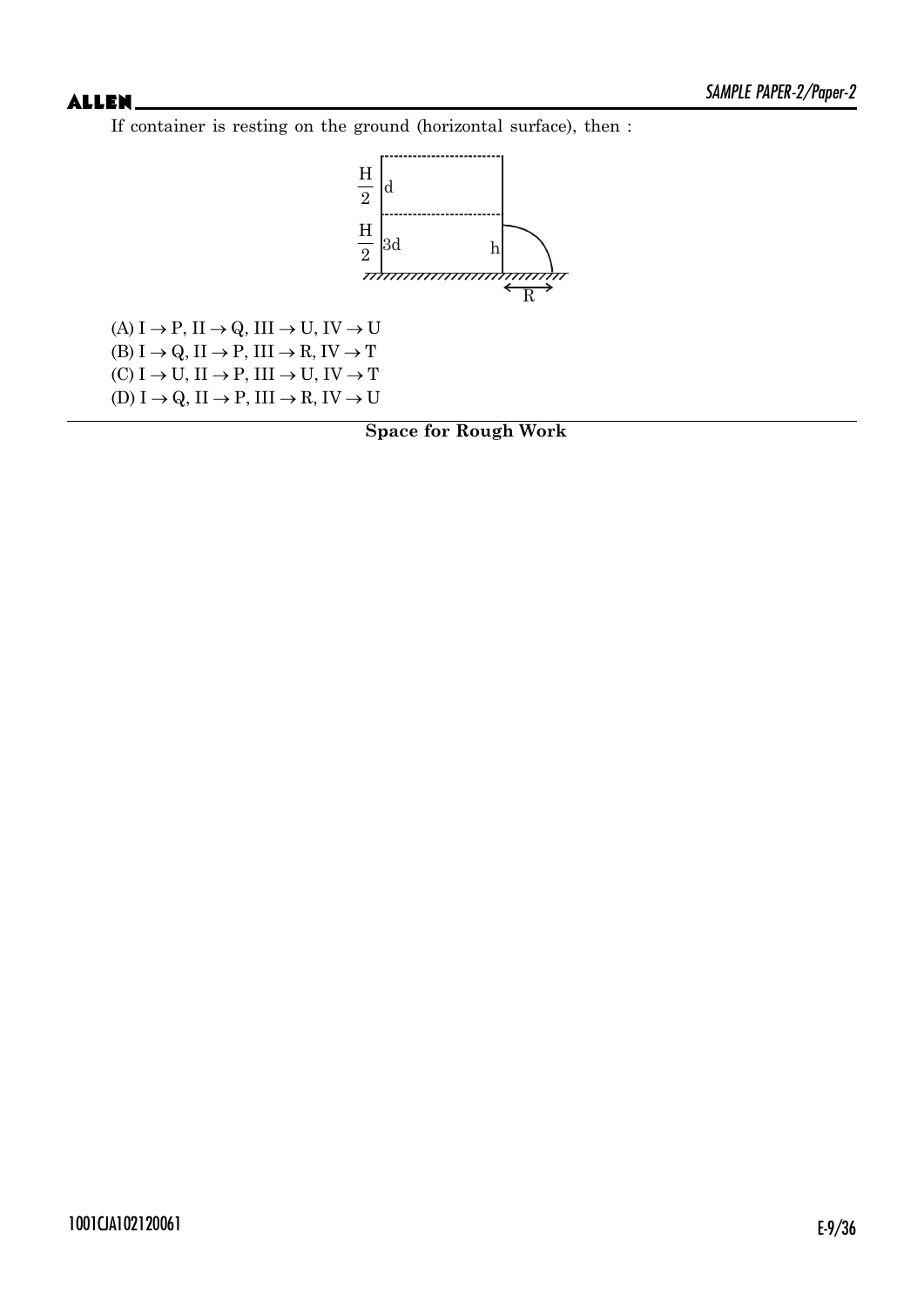If container is resting on the ground (horizontal surface), then :

(A) $I \rightarrow P$, $II \rightarrow Q$, $III \rightarrow U$, $IV \rightarrow U$

(B) $I \rightarrow Q$, $II \rightarrow P$, $III \rightarrow R$, $IV \rightarrow T$

(C) $I \rightarrow U$, $II \rightarrow P$, $III \rightarrow U$, $IV \rightarrow T$

(D) $I \rightarrow Q$, $II \rightarrow P$, $III \rightarrow R$, $IV \rightarrow U$

**Space for Rough Work**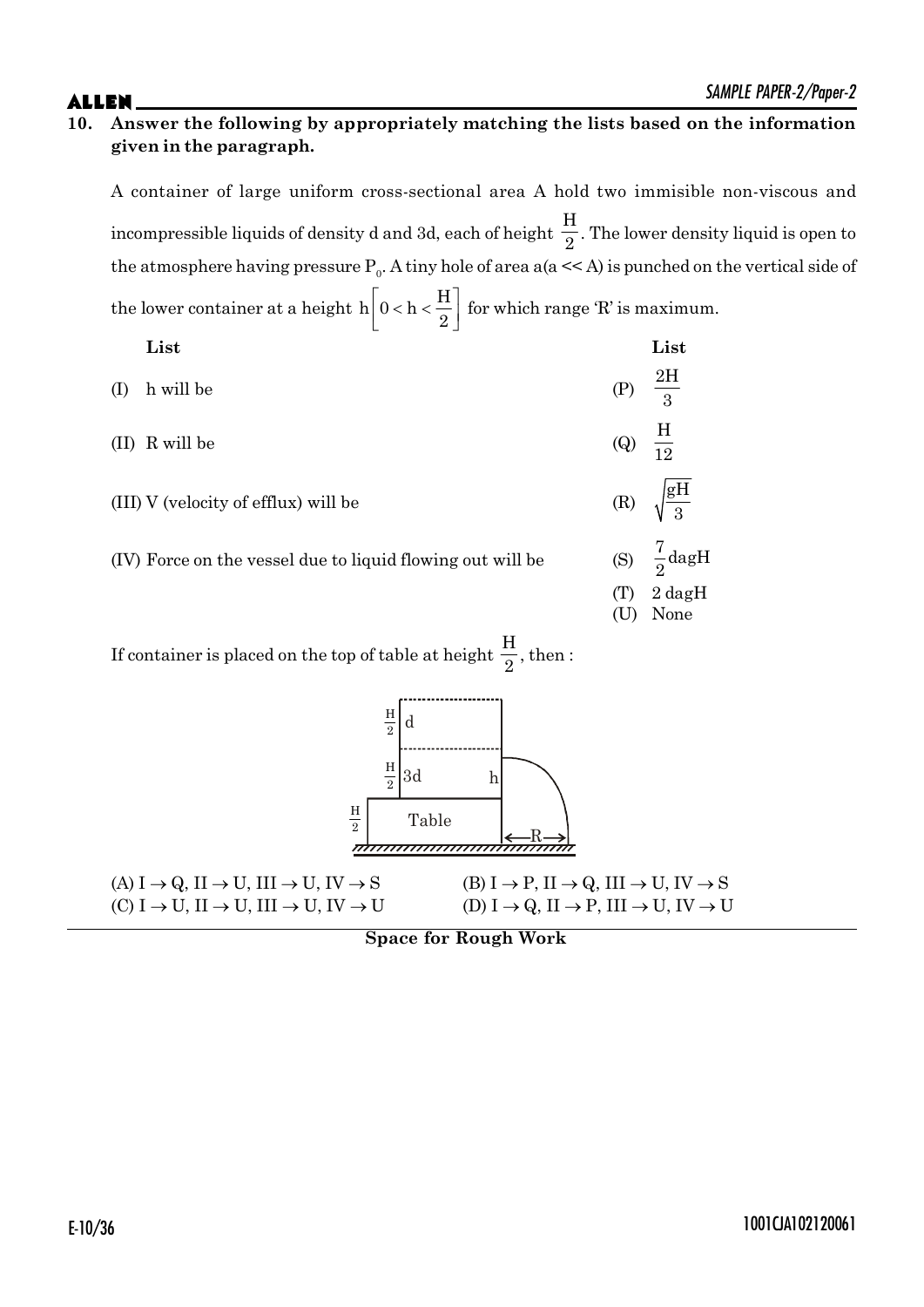**10. Answer the following by appropriately matching the lists based on the information given in the paragraph.**

A container of large uniform cross-sectional area A hold two immisible non-viscous and incompressible liquids of density d and 3d, each of height $\frac{H}{2}$. The lower density liquid is open to the atmosphere having pressure $P_0$. A tiny hole of area a(a << A) is punched on the vertical side of the lower container at a height $h\left[0 < h < \frac{H}{2}\right]$ for which range 'R' is maximum.

| **List** | **List** |
|---|---|
| (I) h will be | (P) $\frac{2H}{3}$ |
| (II) R will be | (Q) $\frac{H}{12}$ |
| (III) V (velocity of efflux) will be | (R) $\sqrt{\frac{gH}{3}}$ |
| (IV) Force on the vessel due to liquid flowing out will be | (S) $\frac{7}{2}$dagH |
| | (T) 2 dagH |
| | (U) None |

If container is placed on the top of table at height $\frac{H}{2}$, then :

(A) $I \rightarrow Q, II \rightarrow U, III \rightarrow U, IV \rightarrow S$

(B) $I \rightarrow P, II \rightarrow Q, III \rightarrow U, IV \rightarrow S$

(C) $I \rightarrow U, II \rightarrow U, III \rightarrow U, IV \rightarrow U$

(D) $I \rightarrow Q, II \rightarrow P, III \rightarrow U, IV \rightarrow U$

**Space for Rough Work**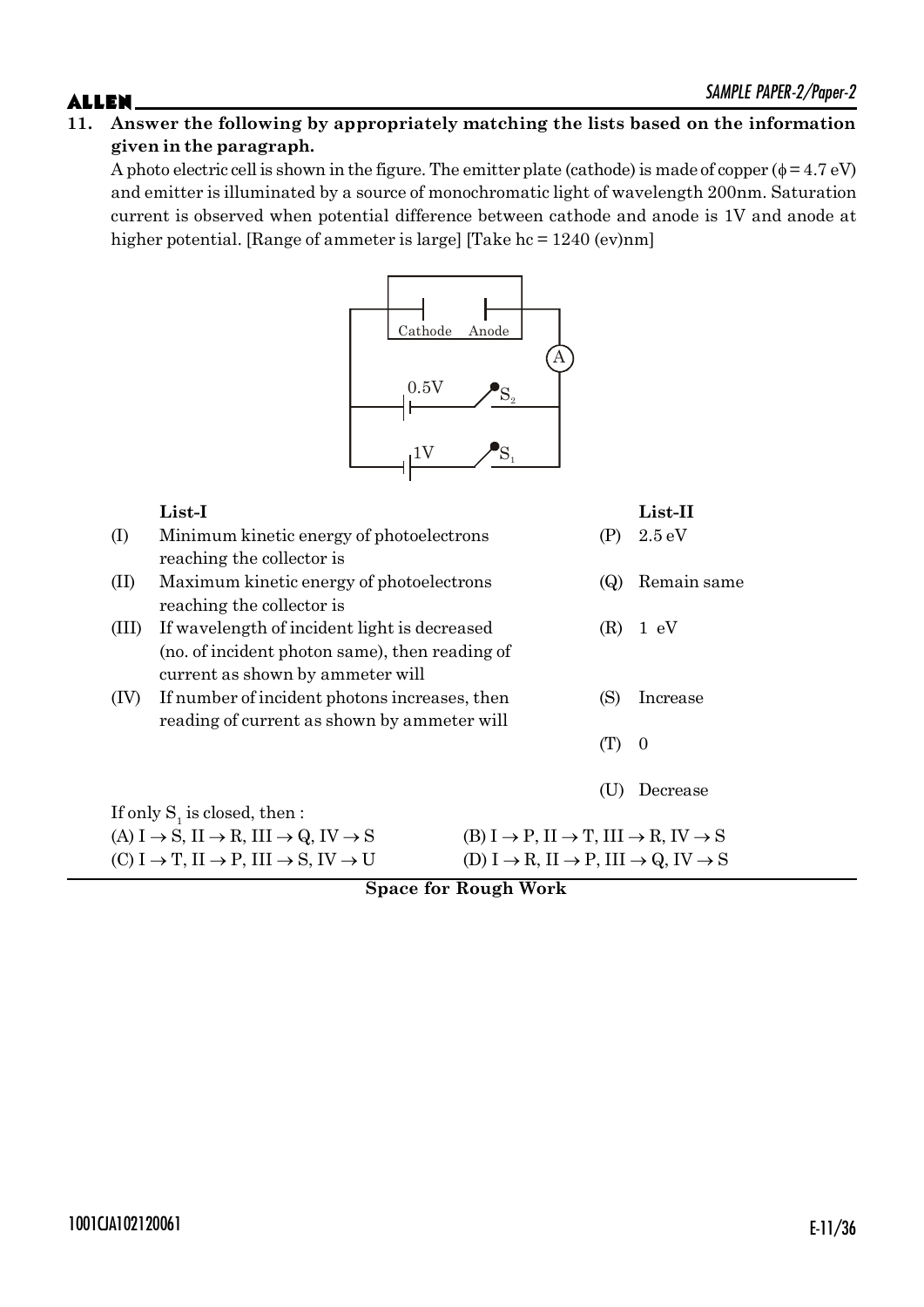**11. Answer the following by appropriately matching the lists based on the information given in the paragraph.**

A photo electric cell is shown in the figure. The emitter plate (cathode) is made of copper ($\phi = 4.7$ eV) and emitter is illuminated by a source of monochromatic light of wavelength 200nm. Saturation current is observed when potential difference between cathode and anode is 1V and anode at higher potential. [Range of ammeter is large] [Take hc = 1240 (ev)nm]

| | **List-I** | | **List-II** |
|---|---|---|---|
| (I) | Minimum kinetic energy of photoelectrons reaching the collector is | (P) | 2.5 eV |
| (II) | Maximum kinetic energy of photoelectrons reaching the collector is | (Q) | Remain same |
| (III) | If wavelength of incident light is decreased (no. of incident photon same), then reading of current as shown by ammeter will | (R) | 1 eV |
| (IV) | If number of incident photons increases, then reading of current as shown by ammeter will | (S) | Increase |
| | | (T) | 0 |
| | | (U) | Decrease |

If only $S_1$ is closed, then :

(A) I $\rightarrow$ S, II $\rightarrow$ R, III $\rightarrow$ Q, IV $\rightarrow$ S

(B) I $\rightarrow$ P, II $\rightarrow$ T, III $\rightarrow$ R, IV $\rightarrow$ S

(C) I $\rightarrow$ T, II $\rightarrow$ P, III $\rightarrow$ S, IV $\rightarrow$ U

(D) I $\rightarrow$ R, II $\rightarrow$ P, III $\rightarrow$ Q, IV $\rightarrow$ S

**Space for Rough Work**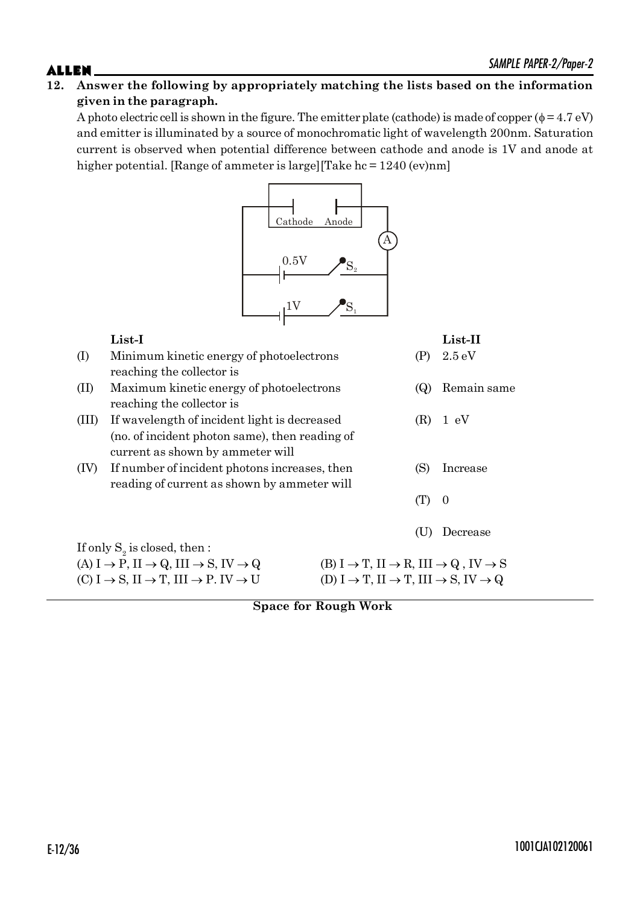**12. Answer the following by appropriately matching the lists based on the information given in the paragraph.**

A photo electric cell is shown in the figure. The emitter plate (cathode) is made of copper ($\phi = 4.7$ eV) and emitter is illuminated by a source of monochromatic light of wavelength 200nm. Saturation current is observed when potential difference between cathode and anode is 1V and anode at higher potential. [Range of ammeter is large][Take hc = 1240 (ev)nm]

| | **List-I** | | **List-II** |
|---|---|---|---|
| (I) | Minimum kinetic energy of photoelectrons reaching the collector is | (P) | 2.5 eV |
| (II) | Maximum kinetic energy of photoelectrons reaching the collector is | (Q) | Remain same |
| (III) | If wavelength of incident light is decreased (no. of incident photon same), then reading of current as shown by ammeter will | (R) | 1 eV |
| (IV) | If number of incident photons increases, then reading of current as shown by ammeter will | (S) | Increase |
| | | (T) | 0 |
| | | (U) | Decrease |

If only $S_2$ is closed, then :

(A) I $\rightarrow$ P, II $\rightarrow$ Q, III $\rightarrow$ S, IV $\rightarrow$ Q

(B) I $\rightarrow$ T, II $\rightarrow$ R, III $\rightarrow$ Q , IV $\rightarrow$ S

(C) I $\rightarrow$ S, II $\rightarrow$ T, III $\rightarrow$ P. IV $\rightarrow$ U

(D) I $\rightarrow$ T, II $\rightarrow$ T, III $\rightarrow$ S, IV $\rightarrow$ Q

**Space for Rough Work**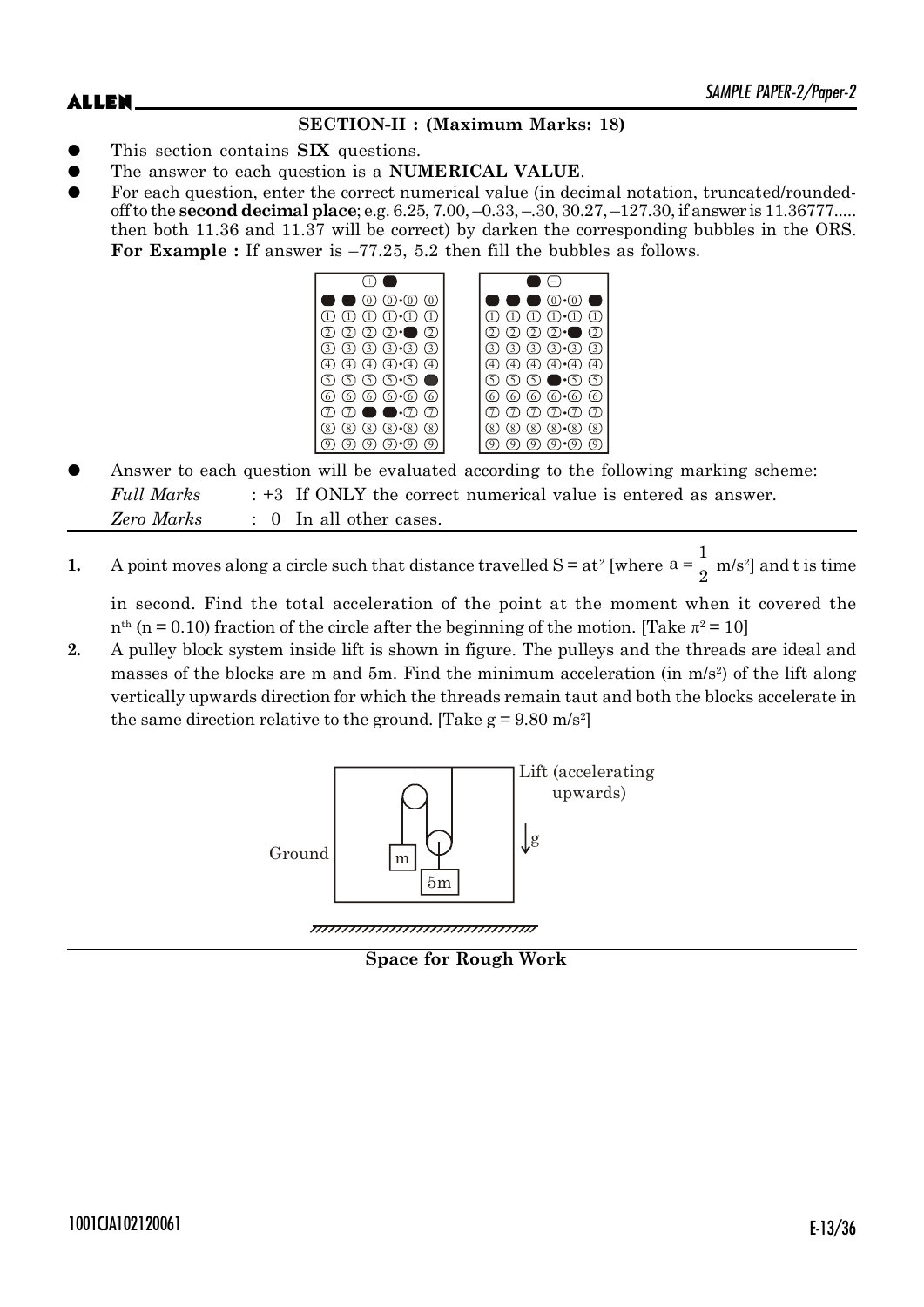## SECTION-II : (Maximum Marks: 18)

- This section contains **SIX** questions.
- The answer to each question is a **NUMERICAL VALUE**.
- For each question, enter the correct numerical value (in decimal notation, truncated/rounded-off to the **second decimal place**; e.g. 6.25, 7.00, –0.33, –.30, 30.27, –127.30, if answer is 11.36777..... then both 11.36 and 11.37 will be correct) by darken the corresponding bubbles in the ORS.
  **For Example :** If answer is –77.25, 5.2 then fill the bubbles as follows.
- Answer to each question will be evaluated according to the following marking scheme:

*Full Marks* : +3 If ONLY the correct numerical value is entered as answer.

*Zero Marks* : 0 In all other cases.

**1.** A point moves along a circle such that distance travelled $S = at^2$ [where $a = \frac{1}{2}$ m/s$^2$] and t is time in second. Find the total acceleration of the point at the moment when it covered the $n^{th}$ ($n = 0.10$) fraction of the circle after the beginning of the motion. [Take $\pi^2 = 10$]

**2.** A pulley block system inside lift is shown in figure. The pulleys and the threads are ideal and masses of the blocks are m and 5m. Find the minimum acceleration (in m/s$^2$) of the lift along vertically upwards direction for which the threads remain taut and both the blocks accelerate in the same direction relative to the ground. [Take $g = 9.80$ m/s$^2$]

Lift (accelerating upwards)

Ground

m

5m

g

**Space for Rough Work**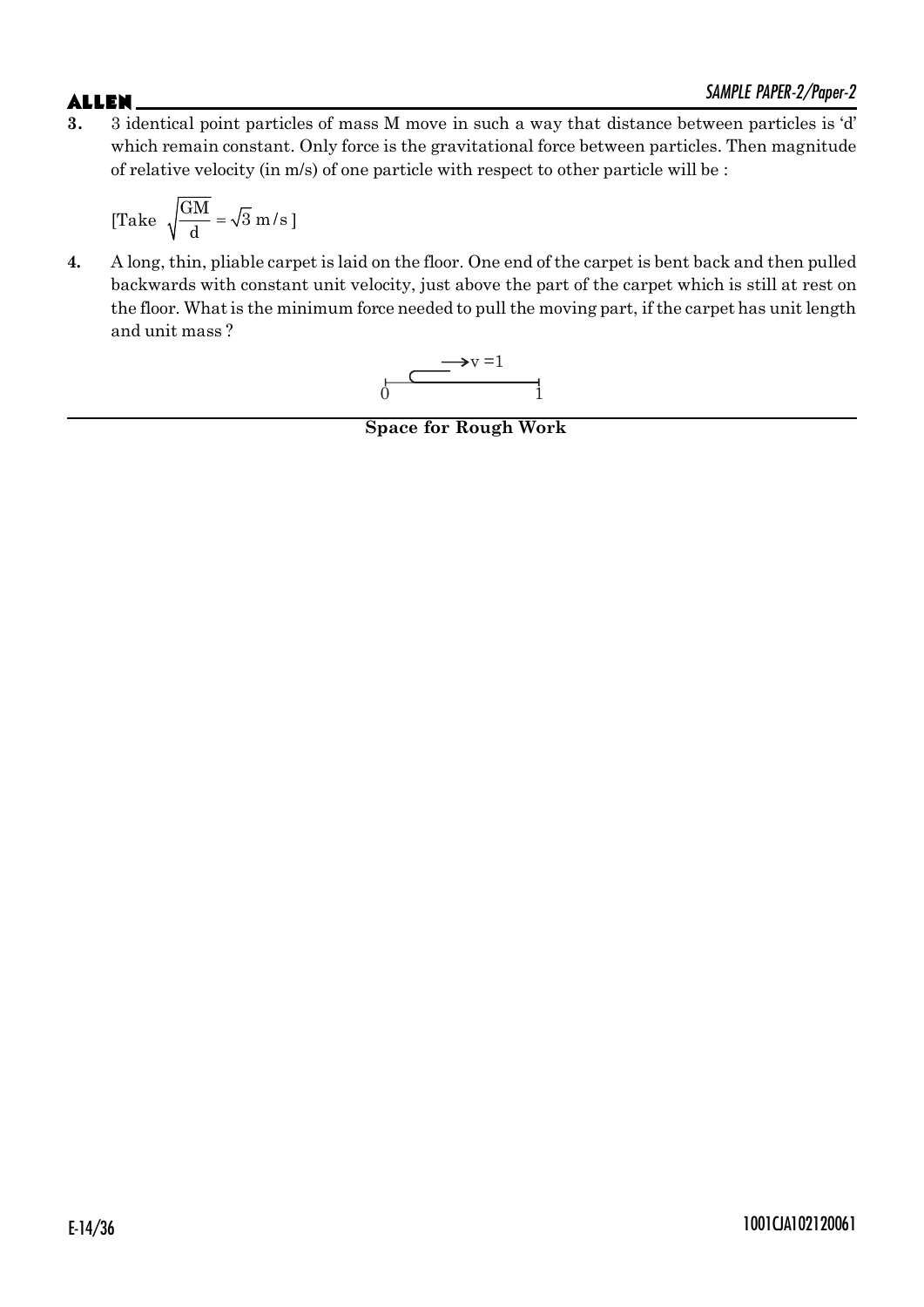**3.** 3 identical point particles of mass M move in such a way that distance between particles is 'd' which remain constant. Only force is the gravitational force between particles. Then magnitude of relative velocity (in m/s) of one particle with respect to other particle will be :

[Take $\sqrt{\frac{GM}{d}} = \sqrt{3}\ \text{m/s}$ ]

**4.** A long, thin, pliable carpet is laid on the floor. One end of the carpet is bent back and then pulled backwards with constant unit velocity, just above the part of the carpet which is still at rest on the floor. What is the minimum force needed to pull the moving part, if the carpet has unit length and unit mass ?

$\longrightarrow v = 1$

0 &nbsp;&nbsp;&nbsp;&nbsp;&nbsp;&nbsp;&nbsp;&nbsp;&nbsp;&nbsp;&nbsp;&nbsp;&nbsp;&nbsp;&nbsp;&nbsp;&nbsp;&nbsp;&nbsp;&nbsp; 1

**Space for Rough Work**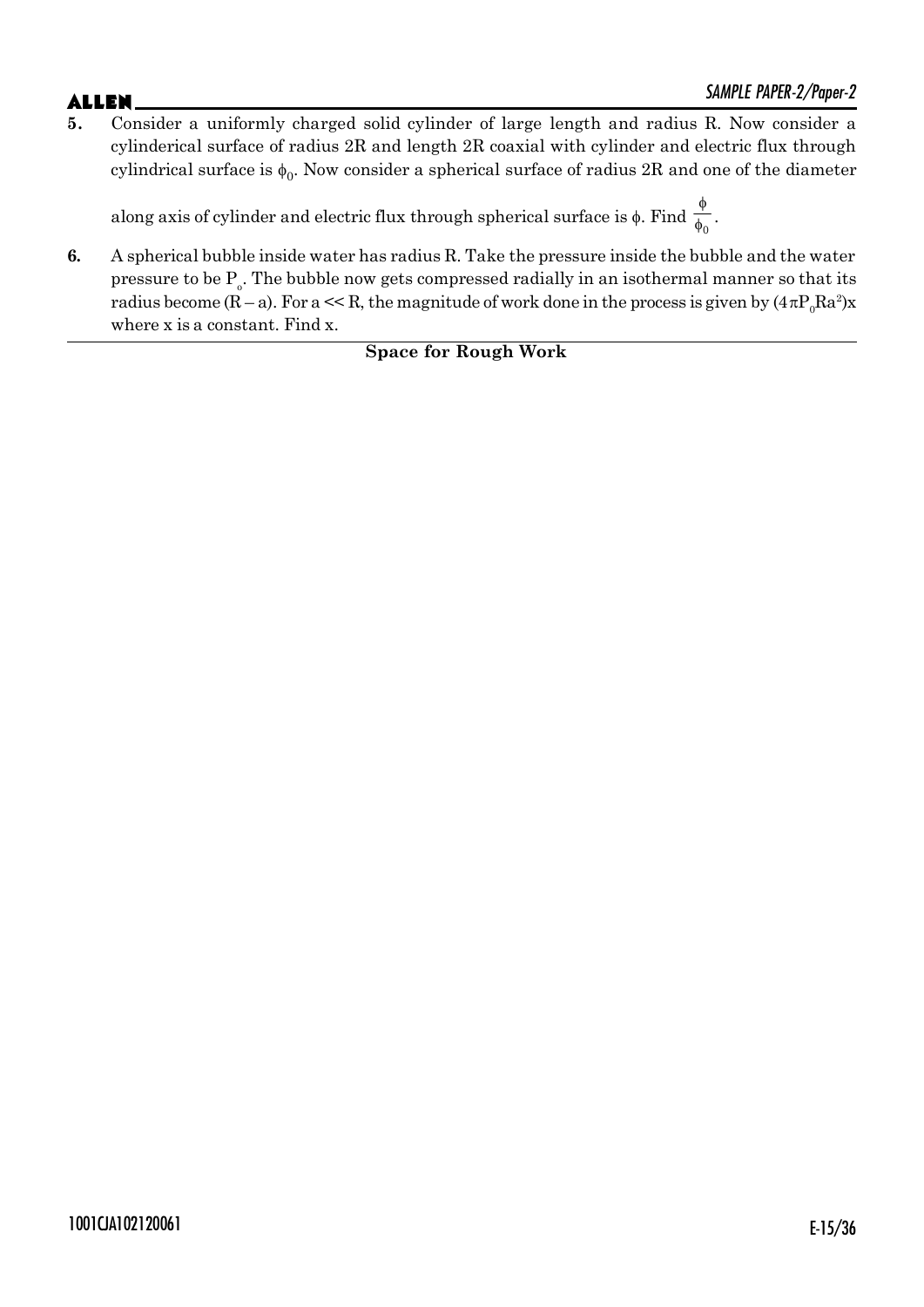**5.** Consider a uniformly charged solid cylinder of large length and radius R. Now consider a cylinderical surface of radius 2R and length 2R coaxial with cylinder and electric flux through cylindrical surface is $\phi_0$. Now consider a spherical surface of radius 2R and one of the diameter along axis of cylinder and electric flux through spherical surface is $\phi$. Find $\frac{\phi}{\phi_0}$.

**6.** A spherical bubble inside water has radius R. Take the pressure inside the bubble and the water pressure to be $P_o$. The bubble now gets compressed radially in an isothermal manner so that its radius become $(R - a)$. For $a << R$, the magnitude of work done in the process is given by $(4\pi P_0 R a^2)x$ where x is a constant. Find x.

**Space for Rough Work**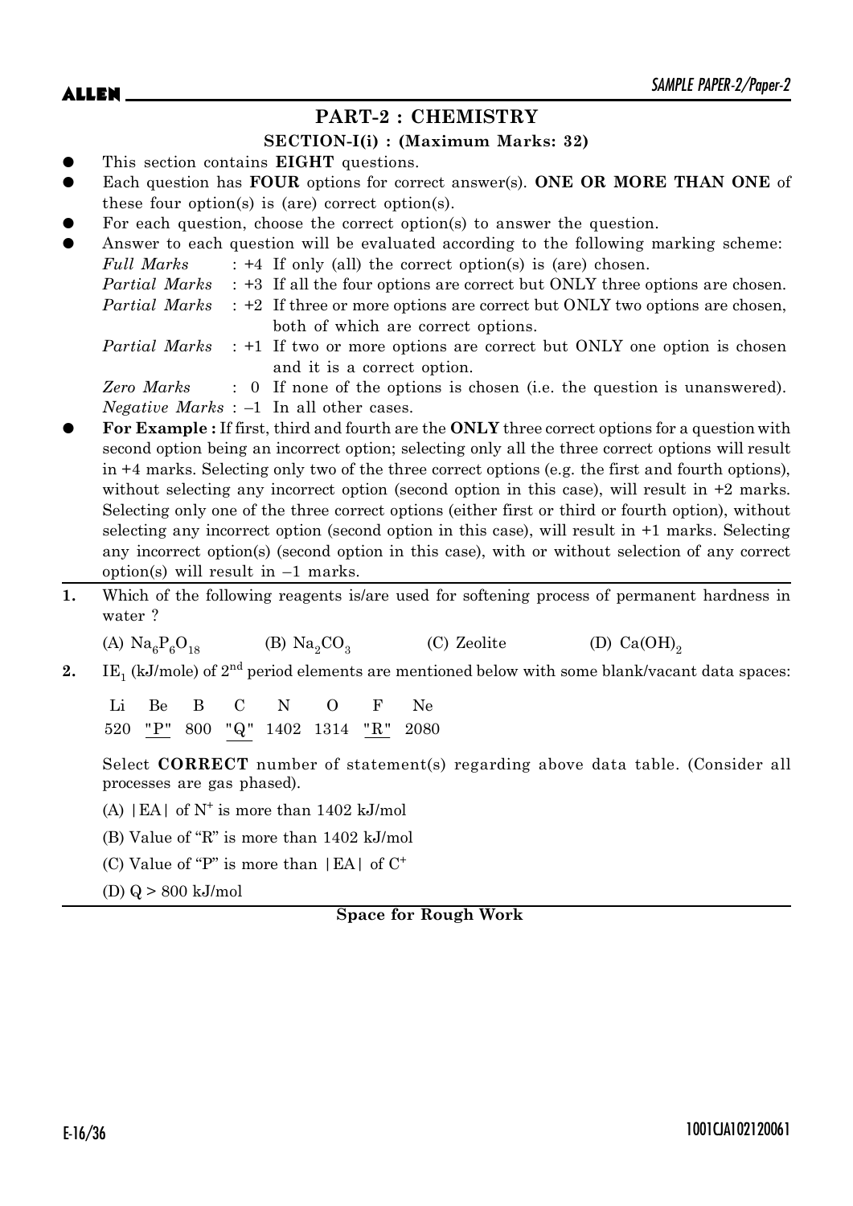## PART-2 : CHEMISTRY

### SECTION-I(i) : (Maximum Marks: 32)

- This section contains **EIGHT** questions.
- Each question has **FOUR** options for correct answer(s). **ONE OR MORE THAN ONE** of these four option(s) is (are) correct option(s).
- For each question, choose the correct option(s) to answer the question.
- Answer to each question will be evaluated according to the following marking scheme:

  *Full Marks* : +4 If only (all) the correct option(s) is (are) chosen.

  *Partial Marks* : +3 If all the four options are correct but ONLY three options are chosen.

  *Partial Marks* : +2 If three or more options are correct but ONLY two options are chosen, both of which are correct options.

  *Partial Marks* : +1 If two or more options are correct but ONLY one option is chosen and it is a correct option.

  *Zero Marks* : 0 If none of the options is chosen (i.e. the question is unanswered).

  *Negative Marks* : –1 In all other cases.
- **For Example :** If first, third and fourth are the **ONLY** three correct options for a question with second option being an incorrect option; selecting only all the three correct options will result in +4 marks. Selecting only two of the three correct options (e.g. the first and fourth options), without selecting any incorrect option (second option in this case), will result in +2 marks. Selecting only one of the three correct options (either first or third or fourth option), without selecting any incorrect option (second option in this case), will result in +1 marks. Selecting any incorrect option(s) (second option in this case), with or without selection of any correct option(s) will result in –1 marks.

---

**1.** Which of the following reagents is/are used for softening process of permanent hardness in water ?

(A) $Na_6P_6O_{18}$ (B) $Na_2CO_3$ (C) Zeolite (D) $Ca(OH)_2$

**2.** $IE_1$ (kJ/mole) of $2^{nd}$ period elements are mentioned below with some blank/vacant data spaces:

| Li | Be | B | C | N | O | F | Ne |
|---|---|---|---|---|---|---|---|
| 520 | "P" | 800 | "Q" | 1402 | 1314 | "R" | 2080 |

Select **CORRECT** number of statement(s) regarding above data table. (Consider all processes are gas phased).

(A) $|EA|$ of $N^+$ is more than 1402 kJ/mol

(B) Value of "R" is more than 1402 kJ/mol

(C) Value of "P" is more than $|EA|$ of $C^+$

(D) $Q > 800$ kJ/mol

**Space for Rough Work**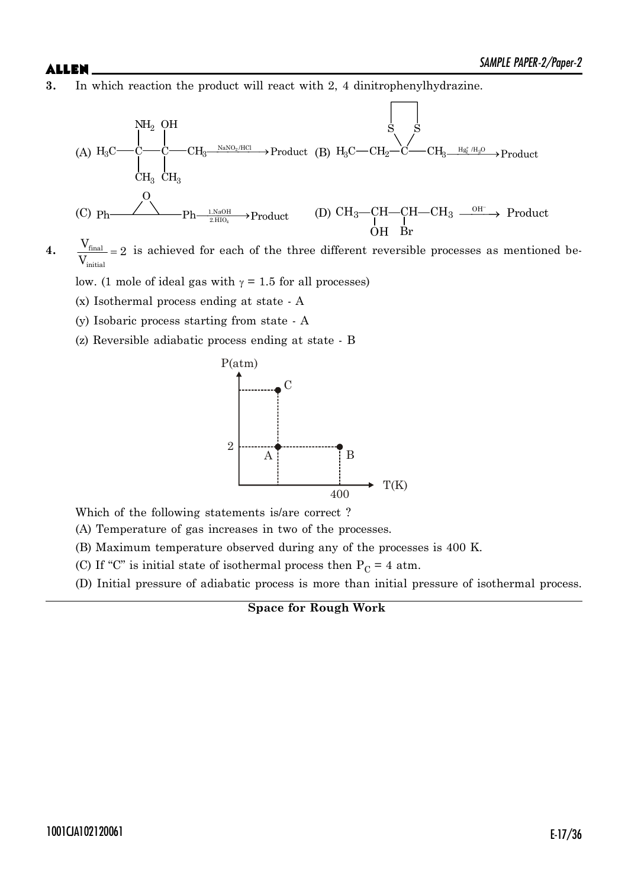**3.** In which reaction the product will react with 2, 4 dinitrophenylhydrazine.

(A) $H_3C-C(NH_2)(CH_3)-C(OH)(CH_3)-CH_3 \xrightarrow{NaNO_2/HCl}$ Product

(B) $H_3C-CH_2-C(CH_3)$ (1,3-dithiolane, S—S ring) $\xrightarrow{Hg^+_2/H_2O}$ Product

(C) Ph–(epoxide)–Ph $\xrightarrow[2.HIO_4]{1.NaOH}$ Product

(D) $CH_3-CH(OH)-CH(Br)-CH_3 \xrightarrow{OH^-}$ Product

**4.** $\frac{V_{final}}{V_{initial}} = 2$ is achieved for each of the three different reversible processes as mentioned below. (1 mole of ideal gas with $\gamma = 1.5$ for all processes)

(x) Isothermal process ending at state - A

(y) Isobaric process starting from state - A

(z) Reversible adiabatic process ending at state - B

[Graph: P(atm) vs T(K); points A at P = 2, B at P = 2 and T = 400, C vertically above A]

Which of the following statements is/are correct ?

(A) Temperature of gas increases in two of the processes.

(B) Maximum temperature observed during any of the processes is 400 K.

(C) If "C" is initial state of isothermal process then $P_C = 4$ atm.

(D) Initial pressure of adiabatic process is more than initial pressure of isothermal process.

**Space for Rough Work**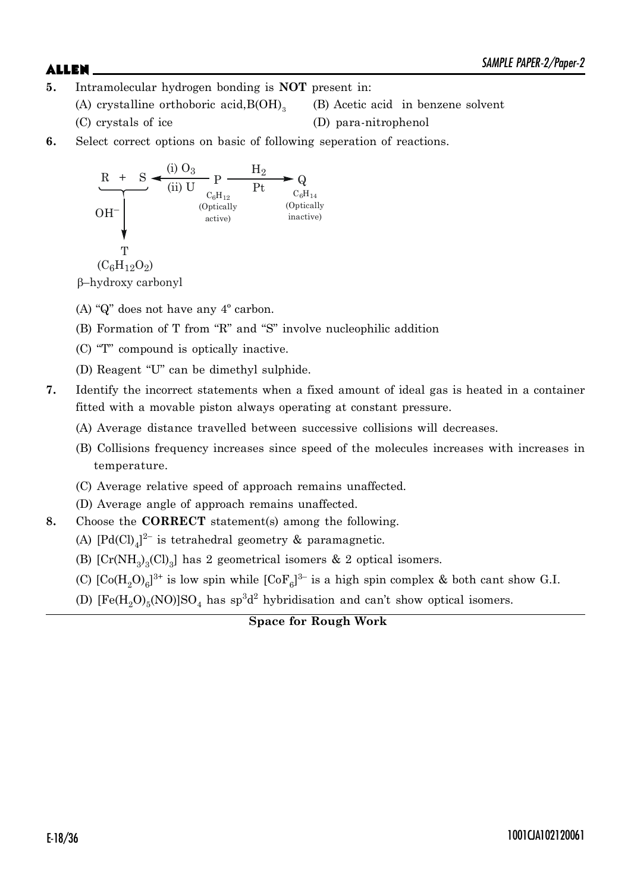**5.** Intramolecular hydrogen bonding is **NOT** present in:

(A) crystalline orthoboric acid, $B(OH)_3$

(B) Acetic acid in benzene solvent

(C) crystals of ice

(D) para-nitrophenol

**6.** Select correct options on basic of following seperation of reactions.

$$R + S \xleftarrow[\text{(ii) U}]{\text{(i) } O_3} \underset{\substack{C_6H_{12} \\ \text{(Optically active)}}}{P} \xrightarrow[\text{Pt}]{H_2} \underset{\substack{C_6H_{14} \\ \text{(Optically inactive)}}}{Q}$$

$$R + S \xrightarrow{OH^-} \underset{(C_6H_{12}O_2)}{T}$$

β–hydroxy carbonyl

(A) "Q" does not have any 4° carbon.

(B) Formation of T from "R" and "S" involve nucleophilic addition

(C) "T" compound is optically inactive.

(D) Reagent "U" can be dimethyl sulphide.

**7.** Identify the incorrect statements when a fixed amount of ideal gas is heated in a container fitted with a movable piston always operating at constant pressure.

(A) Average distance travelled between successive collisions will decreases.

(B) Collisions frequency increases since speed of the molecules increases with increases in temperature.

(C) Average relative speed of approach remains unaffected.

(D) Average angle of approach remains unaffected.

**8.** Choose the **CORRECT** statement(s) among the following.

(A) $[Pd(Cl)_4]^{2-}$ is tetrahedral geometry & paramagnetic.

(B) $[Cr(NH_3)_3(Cl)_3]$ has 2 geometrical isomers & 2 optical isomers.

(C) $[Co(H_2O)_6]^{3+}$ is low spin while $[CoF_6]^{3-}$ is a high spin complex & both cant show G.I.

(D) $[Fe(H_2O)_5(NO)]SO_4$ has $sp^3d^2$ hybridisation and can't show optical isomers.

**Space for Rough Work**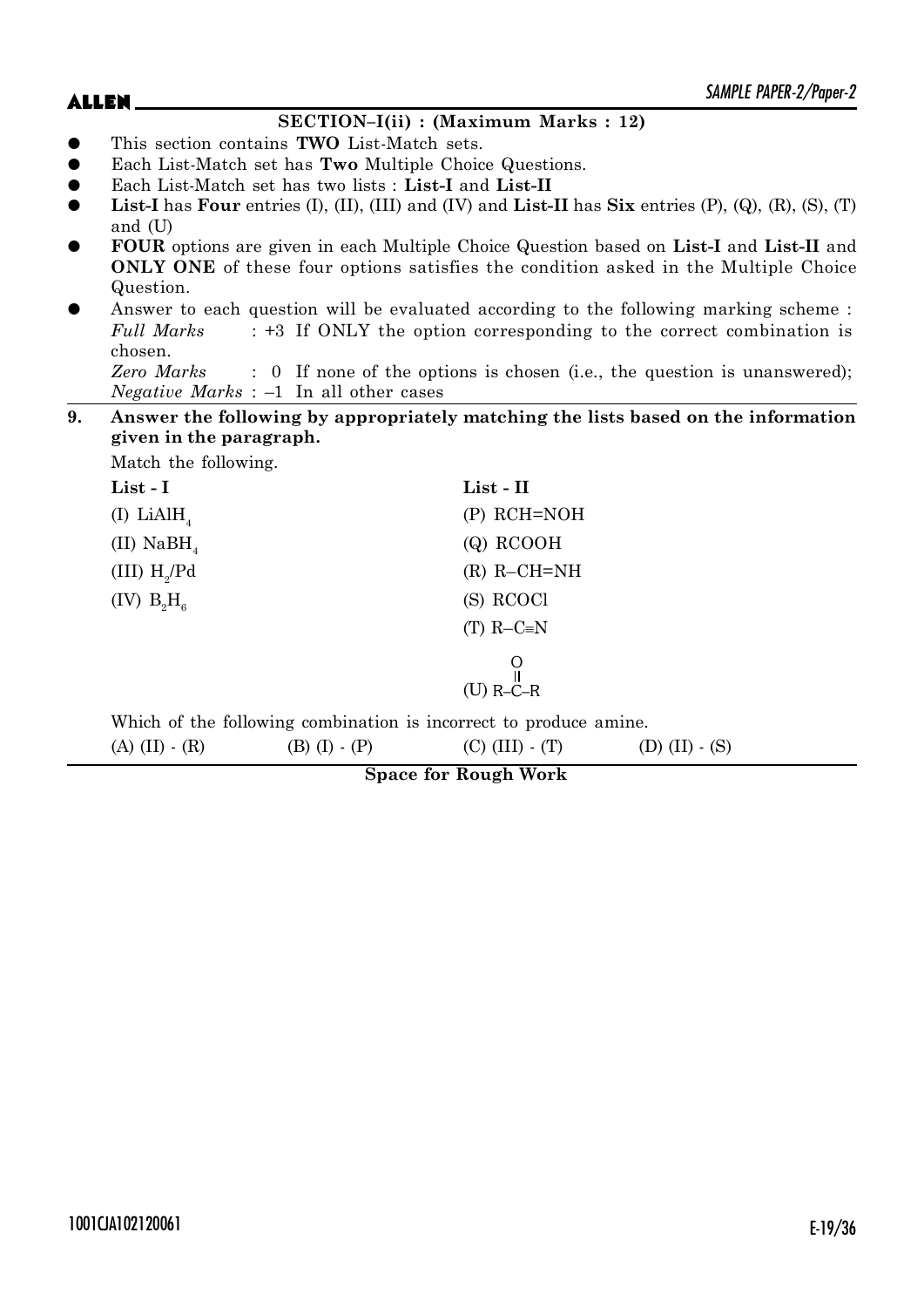## SECTION–I(ii) : (Maximum Marks : 12)

- This section contains **TWO** List-Match sets.
- Each List-Match set has **Two** Multiple Choice Questions.
- Each List-Match set has two lists : **List-I** and **List-II**
- **List-I** has **Four** entries (I), (II), (III) and (IV) and **List-II** has **Six** entries (P), (Q), (R), (S), (T) and (U)
- **FOUR** options are given in each Multiple Choice Question based on **List-I** and **List-II** and **ONLY ONE** of these four options satisfies the condition asked in the Multiple Choice Question.
- Answer to each question will be evaluated according to the following marking scheme :
  *Full Marks* : +3 If ONLY the option corresponding to the correct combination is chosen.
  *Zero Marks* : 0 If none of the options is chosen (i.e., the question is unanswered);
  *Negative Marks* : –1 In all other cases

**9. Answer the following by appropriately matching the lists based on the information given in the paragraph.**

Match the following.

| **List - I** | **List - II** |
|---|---|
| (I) $LiAlH_4$ | (P) RCH=NOH |
| (II) $NaBH_4$ | (Q) RCOOH |
| (III) $H_2/Pd$ | (R) R–CH=NH |
| (IV) $B_2H_6$ | (S) RCOCl |
| | (T) R–C≡N |
| | (U) R–C(=O)–R |

Which of the following combination is incorrect to produce amine.

(A) (II) - (R) (B) (I) - (P) (C) (III) - (T) (D) (II) - (S)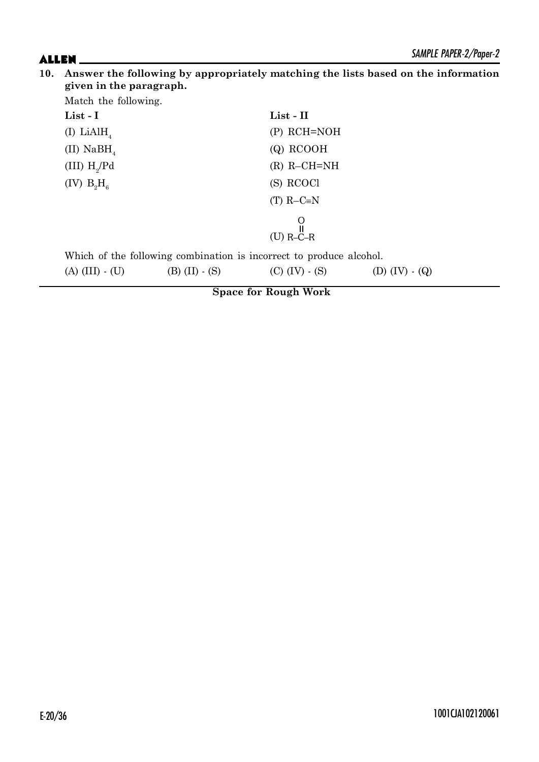**10. Answer the following by appropriately matching the lists based on the information given in the paragraph.**

Match the following.

| **List - I** | **List - II** |
|---|---|
| (I) $LiAlH_4$ | (P) RCH=NOH |
| (II) $NaBH_4$ | (Q) RCOOH |
| (III) $H_2/Pd$ | (R) R–CH=NH |
| (IV) $B_2H_6$ | (S) RCOCl |
| | (T) R–C≡N |
| | (U) R–C(=O)–R |

Which of the following combination is incorrect to produce alcohol.

(A) (III) - (U) (B) (II) - (S) (C) (IV) - (S) (D) (IV) - (Q)

**Space for Rough Work**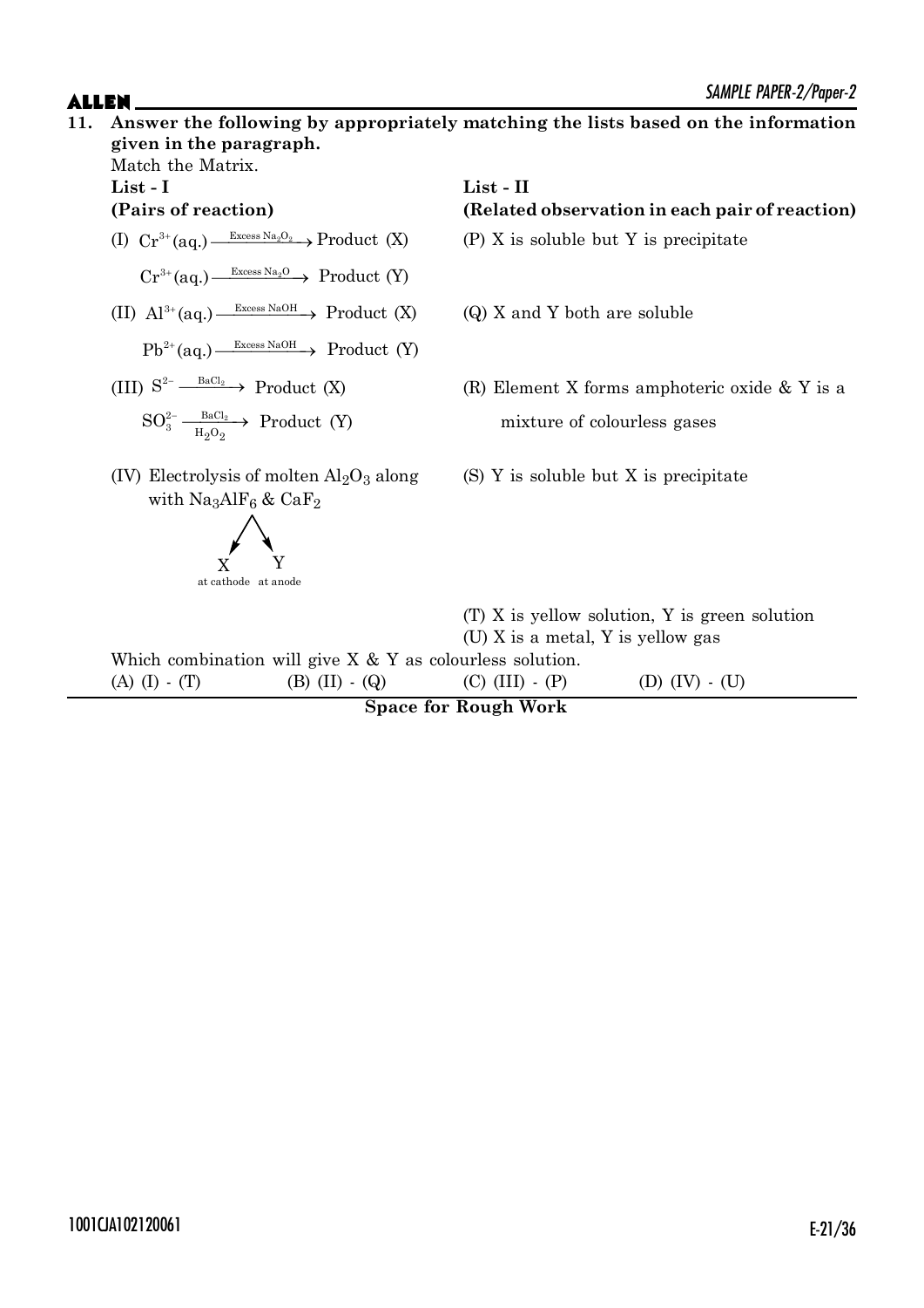**11. Answer the following by appropriately matching the lists based on the information given in the paragraph.**

Match the Matrix.

| **List - I** | **List - II** |
|---|---|
| **(Pairs of reaction)** | **(Related observation in each pair of reaction)** |
| (I) $Cr^{3+}(aq.) \xrightarrow{\text{Excess } Na_2O_2} \text{Product (X)}$ <br> $Cr^{3+}(aq.) \xrightarrow{\text{Excess } Na_2O} \text{Product (Y)}$ | (P) X is soluble but Y is precipitate |
| (II) $Al^{3+}(aq.) \xrightarrow{\text{Excess NaOH}} \text{Product (X)}$ <br> $Pb^{2+}(aq.) \xrightarrow{\text{Excess NaOH}} \text{Product (Y)}$ | (Q) X and Y both are soluble |
| (III) $S^{2-} \xrightarrow{BaCl_2} \text{Product (X)}$ <br> $SO_3^{2-} \xrightarrow[H_2O_2]{BaCl_2} \text{Product (Y)}$ | (R) Element X forms amphoteric oxide & Y is a mixture of colourless gases |
| (IV) Electrolysis of molten $Al_2O_3$ along with $Na_3AlF_6$ & $CaF_2$ → X (at cathode), Y (at anode) | (S) Y is soluble but X is precipitate |
| | (T) X is yellow solution, Y is green solution |
| | (U) X is a metal, Y is yellow gas |

Which combination will give X & Y as colourless solution.

(A) (I) - (T) (B) (II) - (Q) (C) (III) - (P) (D) (IV) - (U)

**Space for Rough Work**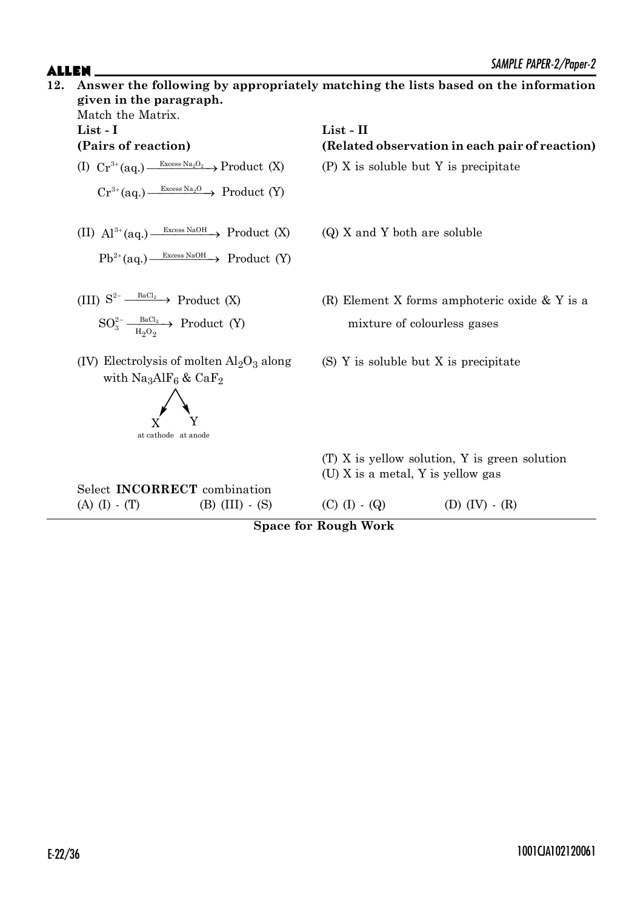**12. Answer the following by appropriately matching the lists based on the information given in the paragraph.**

Match the Matrix.

| **List - I** **(Pairs of reaction)** | **List - II** **(Related observation in each pair of reaction)** |
|---|---|
| (I) $Cr^{3+}(aq.) \xrightarrow{\text{Excess } Na_2O_2} \text{Product (X)}$ <br> $Cr^{3+}(aq.) \xrightarrow{\text{Excess } Na_2O} \text{Product (Y)}$ | (P) X is soluble but Y is precipitate |
| (II) $Al^{3+}(aq.) \xrightarrow{\text{Excess NaOH}} \text{Product (X)}$ <br> $Pb^{2+}(aq.) \xrightarrow{\text{Excess NaOH}} \text{Product (Y)}$ | (Q) X and Y both are soluble |
| (III) $S^{2-} \xrightarrow{BaCl_2} \text{Product (X)}$ <br> $SO_3^{2-} \xrightarrow[H_2O_2]{BaCl_2} \text{Product (Y)}$ | (R) Element X forms amphoteric oxide & Y is a mixture of colourless gases |
| (IV) Electrolysis of molten $Al_2O_3$ along with $Na_3AlF_6$ & $CaF_2$ → X (at cathode), Y (at anode) | (S) Y is soluble but X is precipitate |
| | (T) X is yellow solution, Y is green solution |
| | (U) X is a metal, Y is yellow gas |

Select **INCORRECT** combination

(A) (I) - (T) (B) (III) - (S) (C) (I) - (Q) (D) (IV) - (R)

**Space for Rough Work**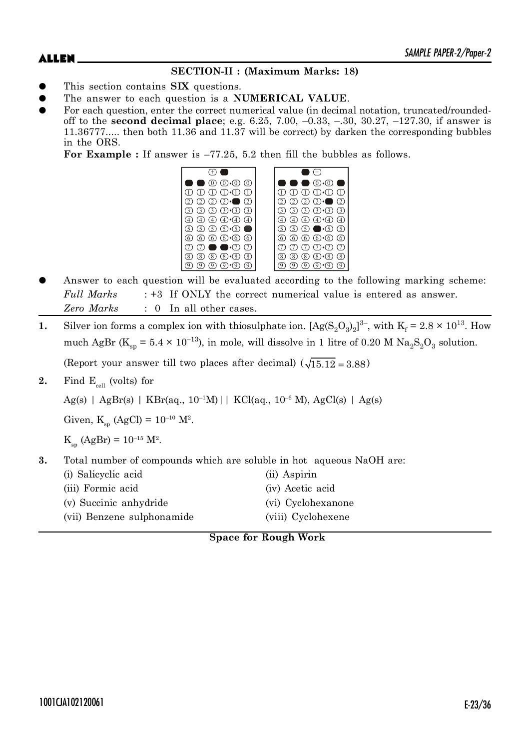## SECTION-II : (Maximum Marks: 18)

- This section contains **SIX** questions.
- The answer to each question is a **NUMERICAL VALUE**.
- For each question, enter the correct numerical value (in decimal notation, truncated/rounded-off to the **second decimal place**; e.g. 6.25, 7.00, –0.33, –.30, 30.27, –127.30, if answer is 11.36777..... then both 11.36 and 11.37 will be correct) by darken the corresponding bubbles in the ORS.

**For Example :** If answer is –77.25, 5.2 then fill the bubbles as follows.

- Answer to each question will be evaluated according to the following marking scheme:

*Full Marks* : +3 If ONLY the correct numerical value is entered as answer.

*Zero Marks* : 0 In all other cases.

**1.** Silver ion forms a complex ion with thiosulphate ion. $[Ag(S_2O_3)_2]^{3-}$, with $K_f = 2.8 \times 10^{13}$. How much AgBr ($K_{sp} = 5.4 \times 10^{-13}$), in mole, will dissolve in 1 litre of 0.20 M $Na_2S_2O_3$ solution.

(Report your answer till two places after decimal) ($\sqrt{15.12} = 3.88$)

**2.** Find $E_{cell}$ (volts) for

Ag(s) | AgBr(s) | KBr(aq., $10^{-1}$M) || KCl(aq., $10^{-6}$ M), AgCl(s) | Ag(s)

Given, $K_{sp}$ (AgCl) = $10^{-10}$ $M^2$.

$K_{sp}$ (AgBr) = $10^{-15}$ $M^2$.

**3.** Total number of compounds which are soluble in hot aqueous NaOH are:

(i) Salicyclic acid

(ii) Aspirin

(iii) Formic acid

(iv) Acetic acid

(v) Succinic anhydride

(vi) Cyclohexanone

(vii) Benzene sulphonamide

(viii) Cyclohexene

**Space for Rough Work**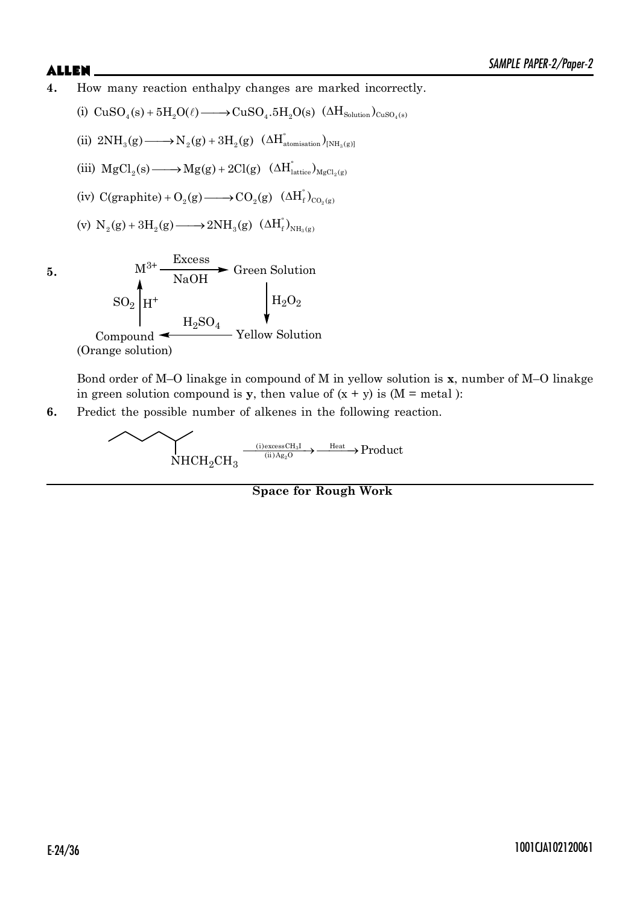**4.** How many reaction enthalpy changes are marked incorrectly.

(i) $CuSO_4(s) + 5H_2O(\ell) \longrightarrow CuSO_4.5H_2O(s)$ $(\Delta H_{Solution})_{CuSO_4(s)}$

(ii) $2NH_3(g) \longrightarrow N_2(g) + 3H_2(g)$ $(\Delta H^{\circ}_{atomisation})_{[NH_3(g)]}$

(iii) $MgCl_2(s) \longrightarrow Mg(g) + 2Cl(g)$ $(\Delta H^{\circ}_{lattice})_{MgCl_2(g)}$

(iv) $C(graphite) + O_2(g) \longrightarrow CO_2(g)$ $(\Delta H^{\circ}_f)_{CO_2(g)}$

(v) $N_2(g) + 3H_2(g) \longrightarrow 2NH_3(g)$ $(\Delta H^{\circ}_f)_{NH_3(g)}$

**5.**

$M^{3+} \xrightarrow[\text{NaOH}]{\text{Excess}}$ Green Solution $\xrightarrow{H_2O_2}$ Yellow Solution $\xrightarrow{H_2SO_4}$ Compound (Orange solution) $\xrightarrow{SO_2 \,/\, H^+}$ $M^{3+}$

Bond order of M–O linakge in compound of M in yellow solution is **x**, number of M–O linakge in green solution compound is **y**, then value of (x + y) is (M = metal ):

**6.** Predict the possible number of alkenes in the following reaction.

$CH_3CH_2CH_2CH_2CH(NHCH_2CH_3)CH_3 \xrightarrow[\text{(ii)} Ag_2O]{\text{(i) excess } CH_3I} \xrightarrow{\text{Heat}}$ Product

**Space for Rough Work**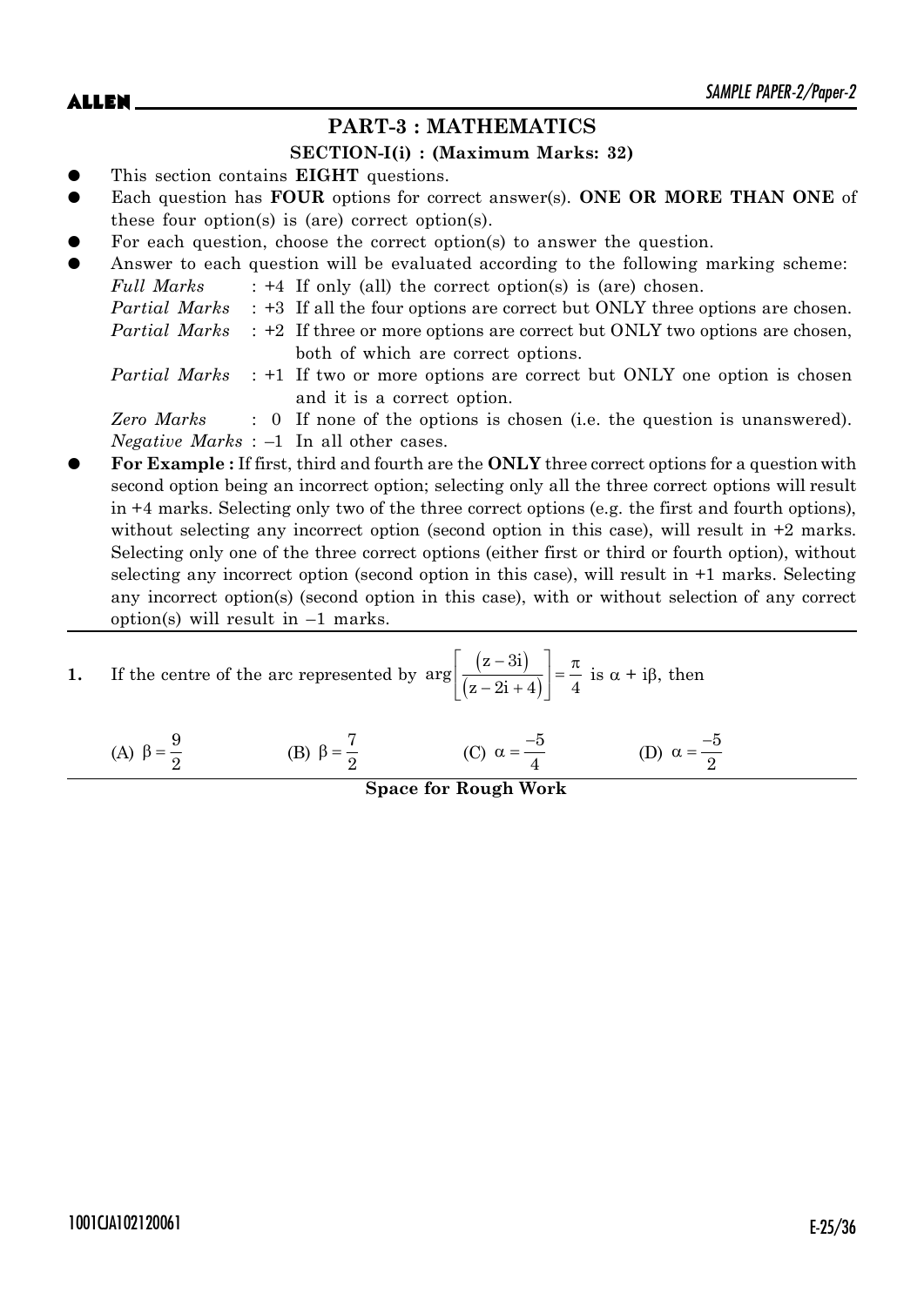## PART-3 : MATHEMATICS

### SECTION-I(i) : (Maximum Marks: 32)

- This section contains **EIGHT** questions.
- Each question has **FOUR** options for correct answer(s). **ONE OR MORE THAN ONE** of these four option(s) is (are) correct option(s).
- For each question, choose the correct option(s) to answer the question.
- Answer to each question will be evaluated according to the following marking scheme:

  *Full Marks* : +4 If only (all) the correct option(s) is (are) chosen.

  *Partial Marks* : +3 If all the four options are correct but ONLY three options are chosen.

  *Partial Marks* : +2 If three or more options are correct but ONLY two options are chosen, both of which are correct options.

  *Partial Marks* : +1 If two or more options are correct but ONLY one option is chosen and it is a correct option.

  *Zero Marks* : 0 If none of the options is chosen (i.e. the question is unanswered).

  *Negative Marks* : –1 In all other cases.
- **For Example :** If first, third and fourth are the **ONLY** three correct options for a question with second option being an incorrect option; selecting only all the three correct options will result in +4 marks. Selecting only two of the three correct options (e.g. the first and fourth options), without selecting any incorrect option (second option in this case), will result in +2 marks. Selecting only one of the three correct options (either first or third or fourth option), without selecting any incorrect option (second option in this case), will result in +1 marks. Selecting any incorrect option(s) (second option in this case), with or without selection of any correct option(s) will result in –1 marks.

---

**1.** If the centre of the arc represented by $\arg\left[\frac{(z-3i)}{(z-2i+4)}\right]=\frac{\pi}{4}$ is $\alpha + i\beta$, then

(A) $\beta=\frac{9}{2}$ (B) $\beta=\frac{7}{2}$ (C) $\alpha=\frac{-5}{4}$ (D) $\alpha=\frac{-5}{2}$

**Space for Rough Work**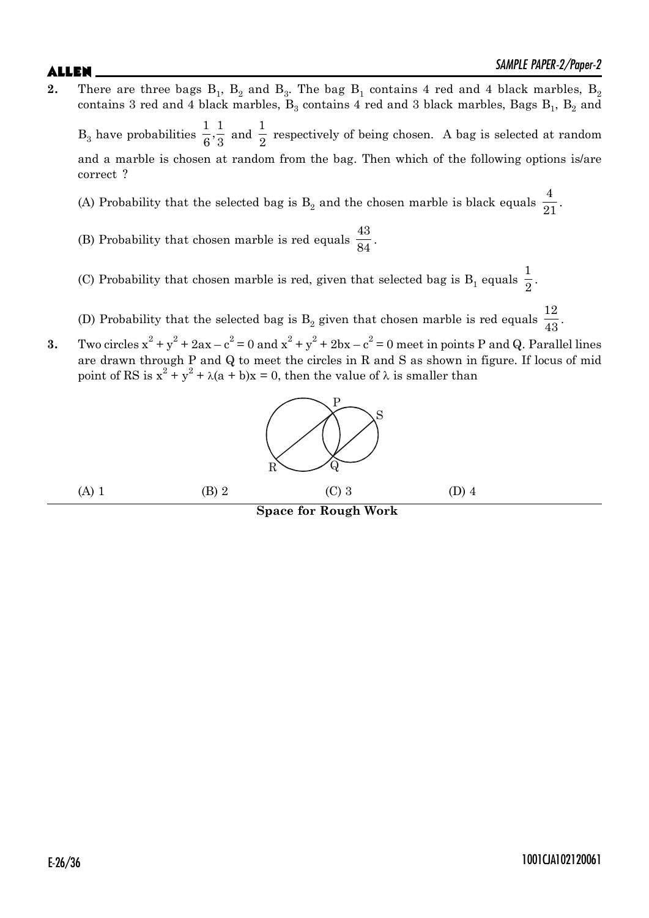**2.** There are three bags $B_1$, $B_2$ and $B_3$. The bag $B_1$ contains 4 red and 4 black marbles, $B_2$ contains 3 red and 4 black marbles, $B_3$ contains 4 red and 3 black marbles, Bags $B_1$, $B_2$ and $B_3$ have probabilities $\frac{1}{6}, \frac{1}{3}$ and $\frac{1}{2}$ respectively of being chosen. A bag is selected at random and a marble is chosen at random from the bag. Then which of the following options is/are correct ?

(A) Probability that the selected bag is $B_2$ and the chosen marble is black equals $\frac{4}{21}$.

(B) Probability that chosen marble is red equals $\frac{43}{84}$.

(C) Probability that chosen marble is red, given that selected bag is $B_1$ equals $\frac{1}{2}$.

(D) Probability that the selected bag is $B_2$ given that chosen marble is red equals $\frac{12}{43}$.

**3.** Two circles $x^2 + y^2 + 2ax - c^2 = 0$ and $x^2 + y^2 + 2bx - c^2 = 0$ meet in points P and Q. Parallel lines are drawn through P and Q to meet the circles in R and S as shown in figure. If locus of mid point of RS is $x^2 + y^2 + \lambda(a + b)x = 0$, then the value of $\lambda$ is smaller than

(A) 1 (B) 2 (C) 3 (D) 4

**Space for Rough Work**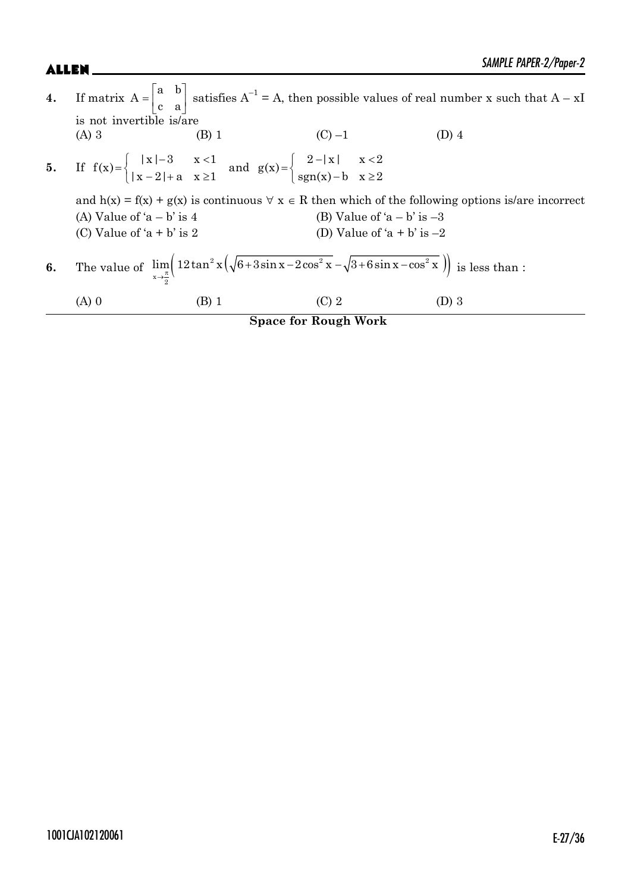**4.** If matrix $A = \begin{bmatrix} a & b \\ c & a \end{bmatrix}$ satisfies $A^{-1} = A$, then possible values of real number x such that $A - xI$ is not invertible is/are

(A) 3 (B) 1 (C) –1 (D) 4

**5.** If $f(x) = \begin{cases} |x| - 3 & x < 1 \\ |x-2| + a & x \geq 1 \end{cases}$ and $g(x) = \begin{cases} 2 - |x| & x < 2 \\ \text{sgn}(x) - b & x \geq 2 \end{cases}$

and $h(x) = f(x) + g(x)$ is continuous $\forall\ x \in R$ then which of the following options is/are incorrect

(A) Value of '$a - b$' is 4

(B) Value of '$a - b$' is –3

(C) Value of '$a + b$' is 2

(D) Value of '$a + b$' is –2

**6.** The value of $\lim\limits_{x \to \frac{\pi}{2}} \left( 12\tan^2 x \left( \sqrt{6 + 3\sin x - 2\cos^2 x} - \sqrt{3 + 6\sin x - \cos^2 x} \right) \right)$ is less than :

(A) 0 (B) 1 (C) 2 (D) 3

**Space for Rough Work**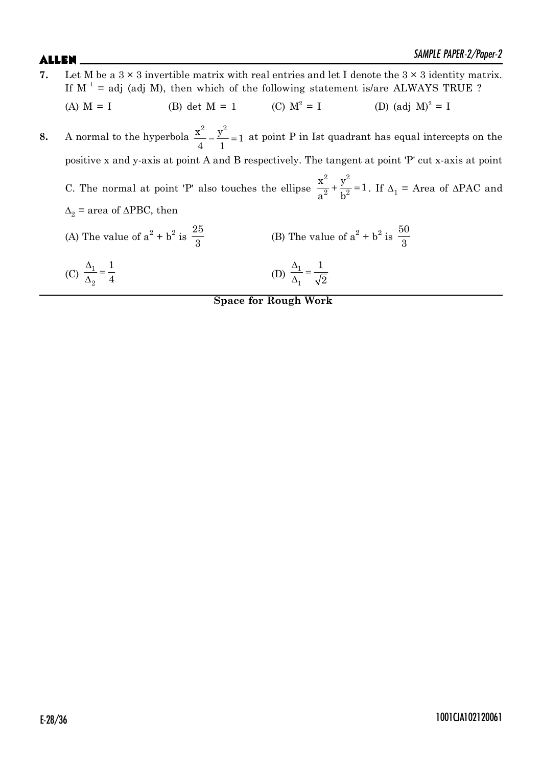**7.** Let M be a $3 \times 3$ invertible matrix with real entries and let I denote the $3 \times 3$ identity matrix. If $M^{-1} = \text{adj}(\text{adj } M)$, then which of the following statement is/are ALWAYS TRUE ?

(A) $M = I$ (B) $\det M = 1$ (C) $M^2 = I$ (D) $(\text{adj } M)^2 = I$

**8.** A normal to the hyperbola $\frac{x^2}{4} - \frac{y^2}{1} = 1$ at point P in Ist quadrant has equal intercepts on the positive x and y-axis at point A and B respectively. The tangent at point 'P' cut x-axis at point C. The normal at point 'P' also touches the ellipse $\frac{x^2}{a^2} + \frac{y^2}{b^2} = 1$. If $\Delta_1$ = Area of $\Delta$PAC and $\Delta_2$ = area of $\Delta$PBC, then

(A) The value of $a^2 + b^2$ is $\frac{25}{3}$

(B) The value of $a^2 + b^2$ is $\frac{50}{3}$

(C) $\frac{\Delta_1}{\Delta_2} = \frac{1}{4}$

(D) $\frac{\Delta_1}{\Delta_1} = \frac{1}{\sqrt{2}}$

**Space for Rough Work**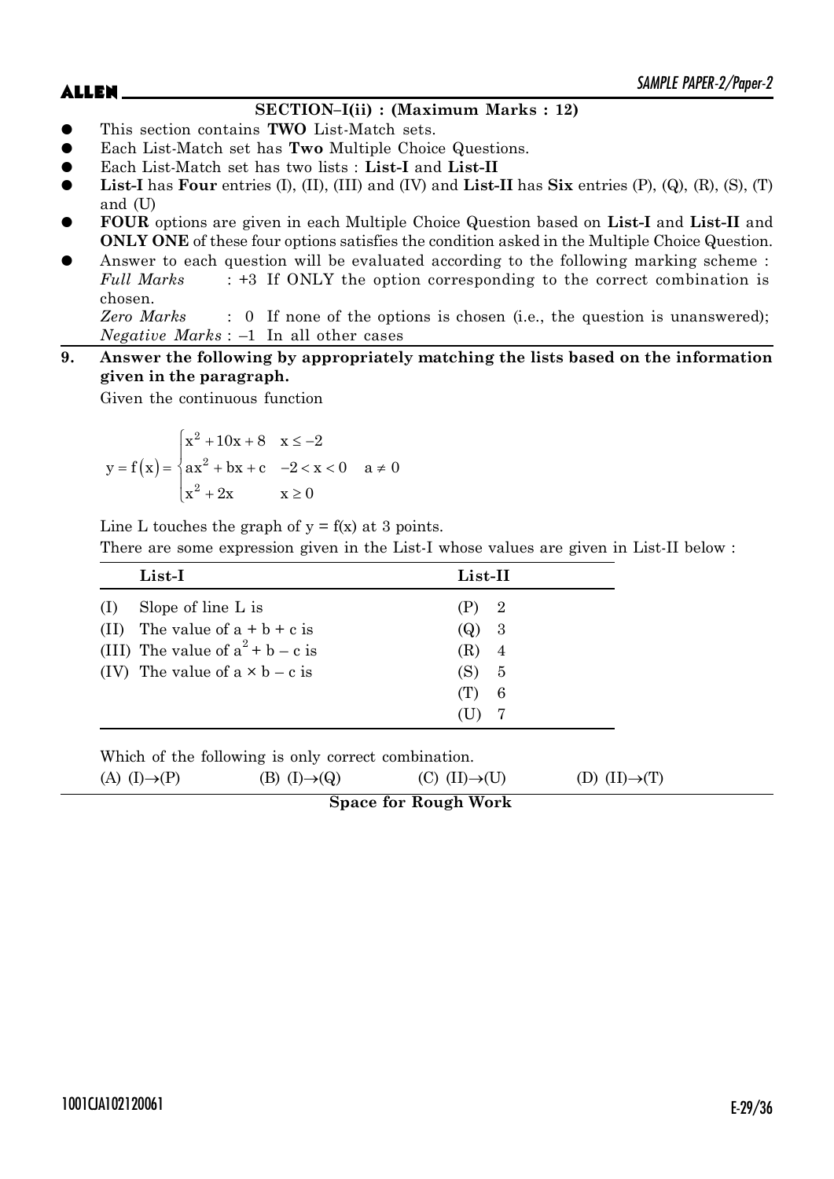## SECTION–I(ii) : (Maximum Marks : 12)

- This section contains **TWO** List-Match sets.
- Each List-Match set has **Two** Multiple Choice Questions.
- Each List-Match set has two lists : **List-I** and **List-II**
- **List-I** has **Four** entries (I), (II), (III) and (IV) and **List-II** has **Six** entries (P), (Q), (R), (S), (T) and (U)
- **FOUR** options are given in each Multiple Choice Question based on **List-I** and **List-II** and **ONLY ONE** of these four options satisfies the condition asked in the Multiple Choice Question.
- Answer to each question will be evaluated according to the following marking scheme :
  *Full Marks* : +3 If ONLY the option corresponding to the correct combination is chosen.
  *Zero Marks* : 0 If none of the options is chosen (i.e., the question is unanswered);
  *Negative Marks* : –1 In all other cases

**9. Answer the following by appropriately matching the lists based on the information given in the paragraph.**

Given the continuous function

$$y = f(x) = \begin{cases} x^2 + 10x + 8 & x \le -2 \\ ax^2 + bx + c & -2 < x < 0 \quad a \ne 0 \\ x^2 + 2x & x \ge 0 \end{cases}$$

Line L touches the graph of $y = f(x)$ at 3 points.

There are some expression given in the List-I whose values are given in List-II below :

| List-I | List-II |
|---|---|
| (I) Slope of line L is | (P) 2 |
| (II) The value of $a + b + c$ is | (Q) 3 |
| (III) The value of $a^2 + b - c$ is | (R) 4 |
| (IV) The value of $a \times b - c$ is | (S) 5 |
| | (T) 6 |
| | (U) 7 |

Which of the following is only correct combination.

(A) (I)→(P) (B) (I)→(Q) (C) (II)→(U) (D) (II)→(T)

**Space for Rough Work**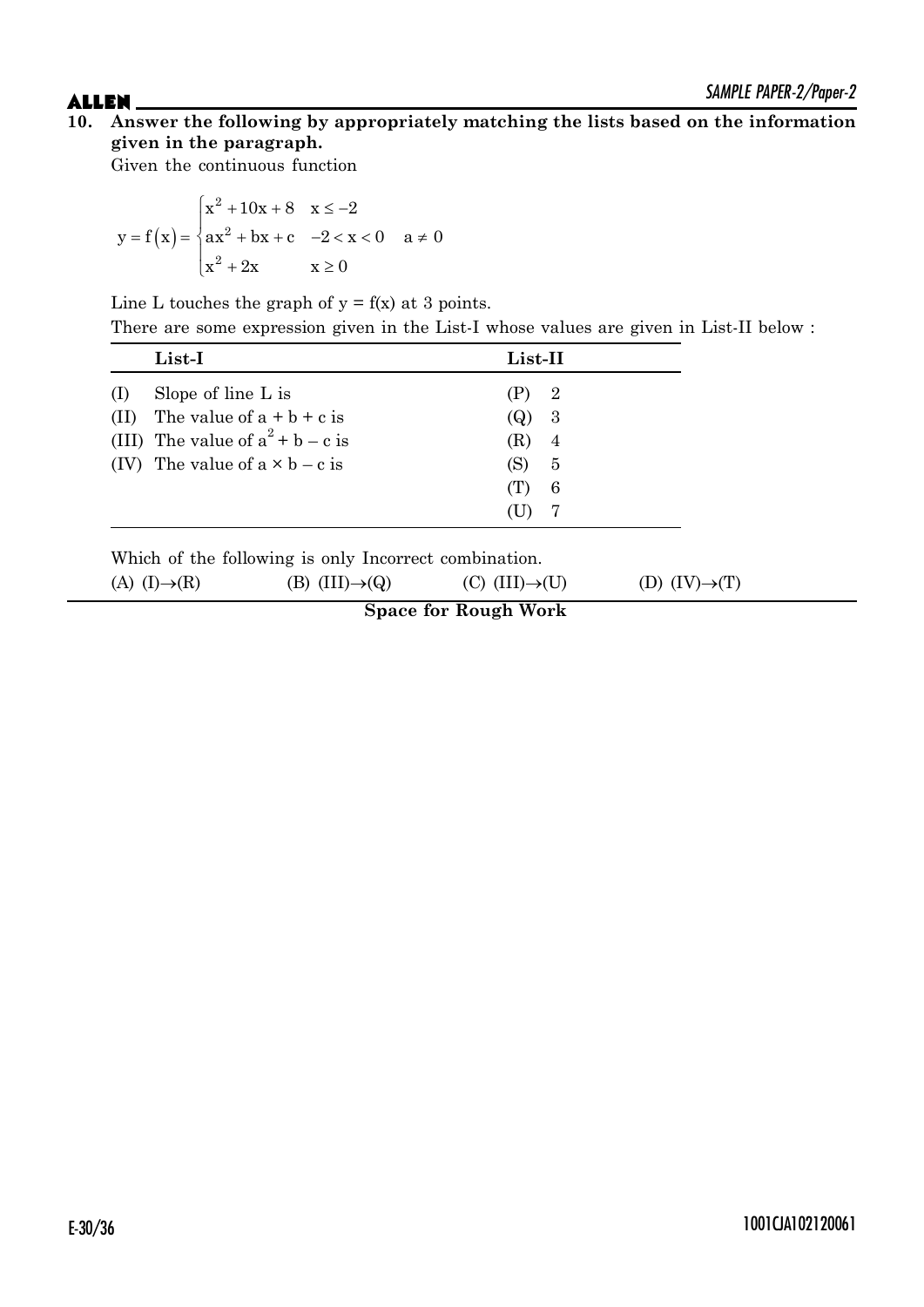**10. Answer the following by appropriately matching the lists based on the information given in the paragraph.**

Given the continuous function

$$y = f(x) = \begin{cases} x^2 + 10x + 8 & x \le -2 \\ ax^2 + bx + c & -2 < x < 0 \quad a \ne 0 \\ x^2 + 2x & x \ge 0 \end{cases}$$

Line L touches the graph of $y = f(x)$ at 3 points.

There are some expression given in the List-I whose values are given in List-II below :

| List-I | List-II |
|---|---|
| (I) Slope of line L is | (P) 2 |
| (II) The value of $a + b + c$ is | (Q) 3 |
| (III) The value of $a^2 + b - c$ is | (R) 4 |
| (IV) The value of $a \times b - c$ is | (S) 5 |
| | (T) 6 |
| | (U) 7 |

Which of the following is only Incorrect combination.

(A) (I)→(R) (B) (III)→(Q) (C) (III)→(U) (D) (IV)→(T)

**Space for Rough Work**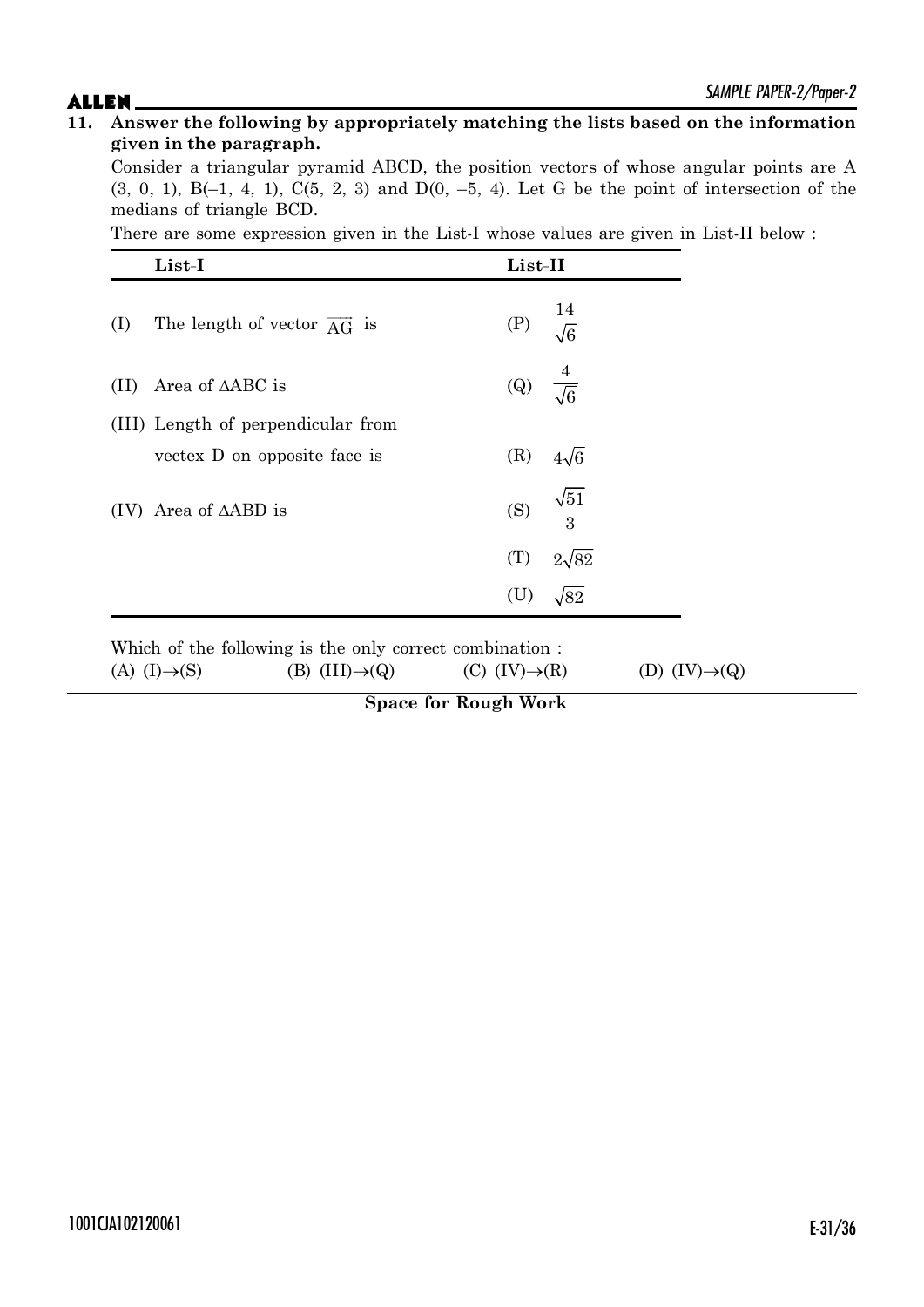**11. Answer the following by appropriately matching the lists based on the information given in the paragraph.**

Consider a triangular pyramid ABCD, the position vectors of whose angular points are A (3, 0, 1), B(–1, 4, 1), C(5, 2, 3) and D(0, –5, 4). Let G be the point of intersection of the medians of triangle BCD.

There are some expression given in the List-I whose values are given in List-II below :

| | List-I | | List-II |
|---|---|---|---|
| (I) | The length of vector $\overrightarrow{AG}$ is | (P) | $\frac{14}{\sqrt{6}}$ |
| (II) | Area of $\Delta$ABC is | (Q) | $\frac{4}{\sqrt{6}}$ |
| (III) | Length of perpendicular from vectex D on opposite face is | (R) | $4\sqrt{6}$ |
| (IV) | Area of $\Delta$ABD is | (S) | $\frac{\sqrt{51}}{3}$ |
| | | (T) | $2\sqrt{82}$ |
| | | (U) | $\sqrt{82}$ |

Which of the following is the only correct combination :

(A) (I)$\to$(S) (B) (III)$\to$(Q) (C) (IV)$\to$(R) (D) (IV)$\to$(Q)

**Space for Rough Work**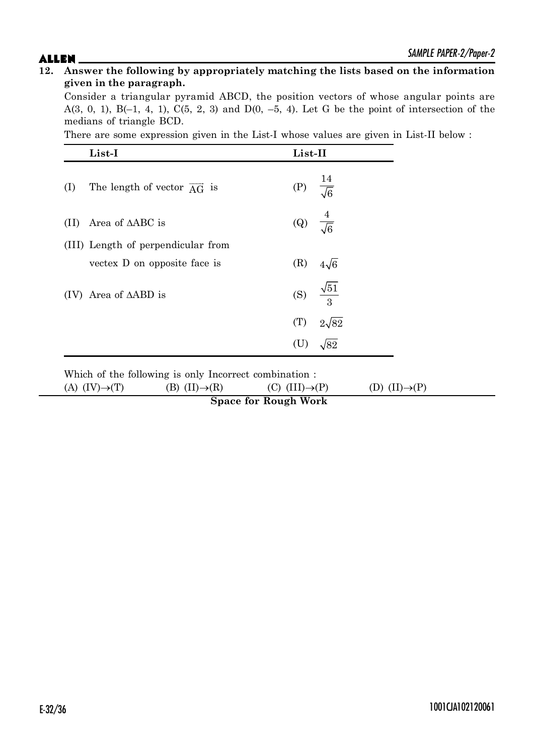**12. Answer the following by appropriately matching the lists based on the information given in the paragraph.**

Consider a triangular pyramid ABCD, the position vectors of whose angular points are A(3, 0, 1), B(–1, 4, 1), C(5, 2, 3) and D(0, –5, 4). Let G be the point of intersection of the medians of triangle BCD.

There are some expression given in the List-I whose values are given in List-II below :

| | List-I | | List-II |
|---|---|---|---|
| (I) | The length of vector $\overrightarrow{AG}$ is | (P) | $\frac{14}{\sqrt{6}}$ |
| (II) | Area of $\Delta$ABC is | (Q) | $\frac{4}{\sqrt{6}}$ |
| (III) | Length of perpendicular from vectex D on opposite face is | (R) | $4\sqrt{6}$ |
| (IV) | Area of $\Delta$ABD is | (S) | $\frac{\sqrt{51}}{3}$ |
| | | (T) | $2\sqrt{82}$ |
| | | (U) | $\sqrt{82}$ |

Which of the following is only Incorrect combination :

(A) (IV)→(T) (B) (II)→(R) (C) (III)→(P) (D) (II)→(P)

**Space for Rough Work**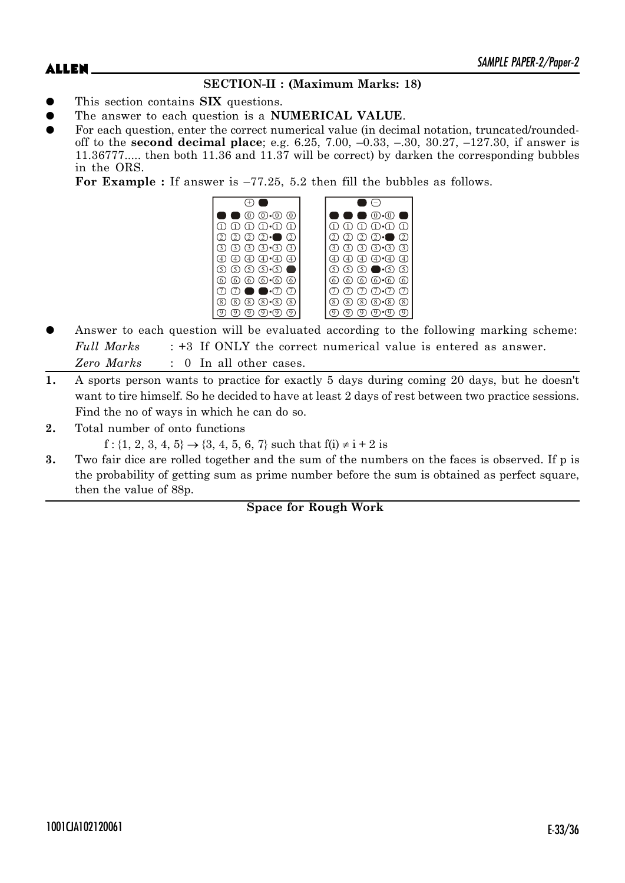## SECTION-II : (Maximum Marks: 18)

- This section contains **SIX** questions.
- The answer to each question is a **NUMERICAL VALUE**.
- For each question, enter the correct numerical value (in decimal notation, truncated/rounded-off to the **second decimal place**; e.g. 6.25, 7.00, –0.33, –.30, 30.27, –127.30, if answer is 11.36777..... then both 11.36 and 11.37 will be correct) by darken the corresponding bubbles in the ORS.

  **For Example :** If answer is –77.25, 5.2 then fill the bubbles as follows.

- Answer to each question will be evaluated according to the following marking scheme:

  *Full Marks* : +3 If ONLY the correct numerical value is entered as answer.

  *Zero Marks* : 0 In all other cases.

**1.** A sports person wants to practice for exactly 5 days during coming 20 days, but he doesn't want to tire himself. So he decided to have at least 2 days of rest between two practice sessions. Find the no of ways in which he can do so.

**2.** Total number of onto functions

$f : \{1, 2, 3, 4, 5\} \rightarrow \{3, 4, 5, 6, 7\}$ such that $f(i) \neq i + 2$ is

**3.** Two fair dice are rolled together and the sum of the numbers on the faces is observed. If p is the probability of getting sum as prime number before the sum is obtained as perfect square, then the value of 88p.

**Space for Rough Work**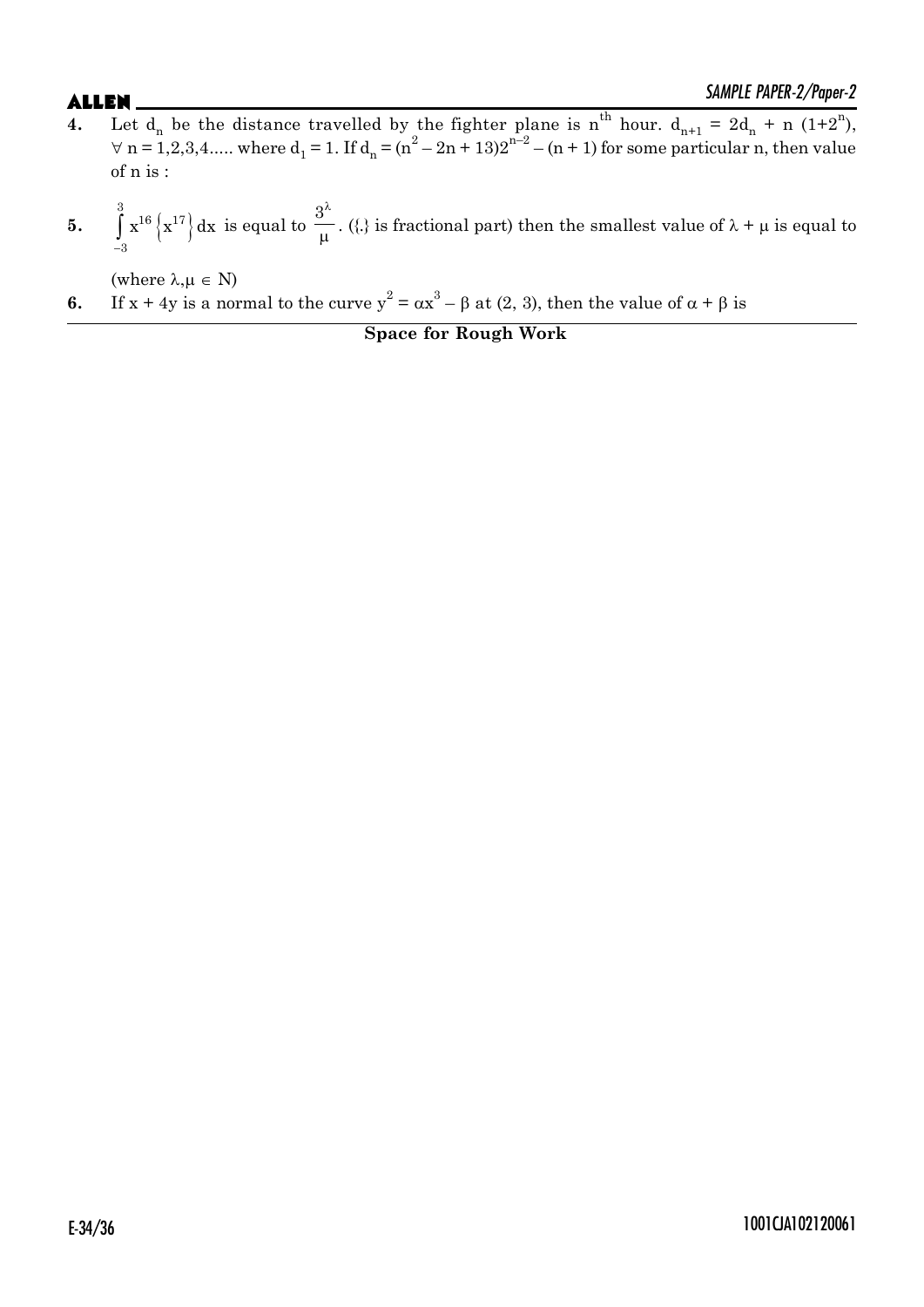**4.** Let $d_n$ be the distance travelled by the fighter plane is $n^{th}$ hour. $d_{n+1} = 2d_n + n\,(1+2^n)$, $\forall$ n = 1,2,3,4..... where $d_1 = 1$. If $d_n = (n^2 - 2n + 13)2^{n-2} - (n + 1)$ for some particular n, then value of n is :

**5.** $\int_{-3}^{3} x^{16}\left\{x^{17}\right\}dx$ is equal to $\frac{3^{\lambda}}{\mu}$. ({.} is fractional part) then the smallest value of $\lambda + \mu$ is equal to

(where $\lambda, \mu \in N$)

**6.** If x + 4y is a normal to the curve $y^2 = \alpha x^3 - \beta$ at (2, 3), then the value of $\alpha + \beta$ is

**Space for Rough Work**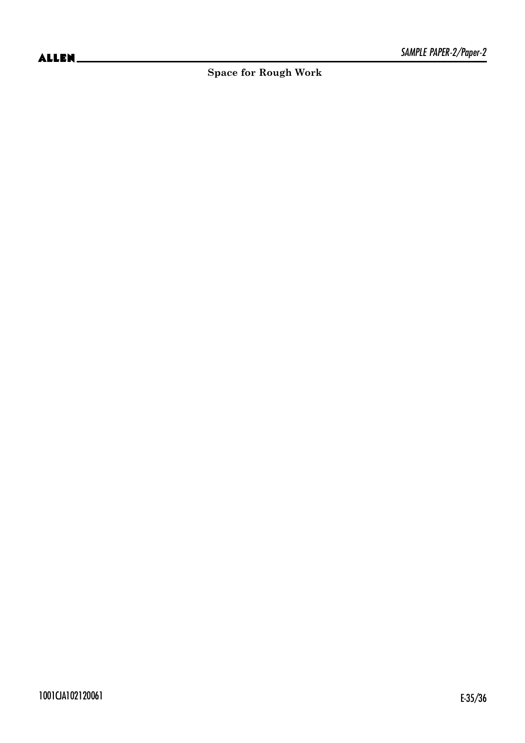**Space for Rough Work**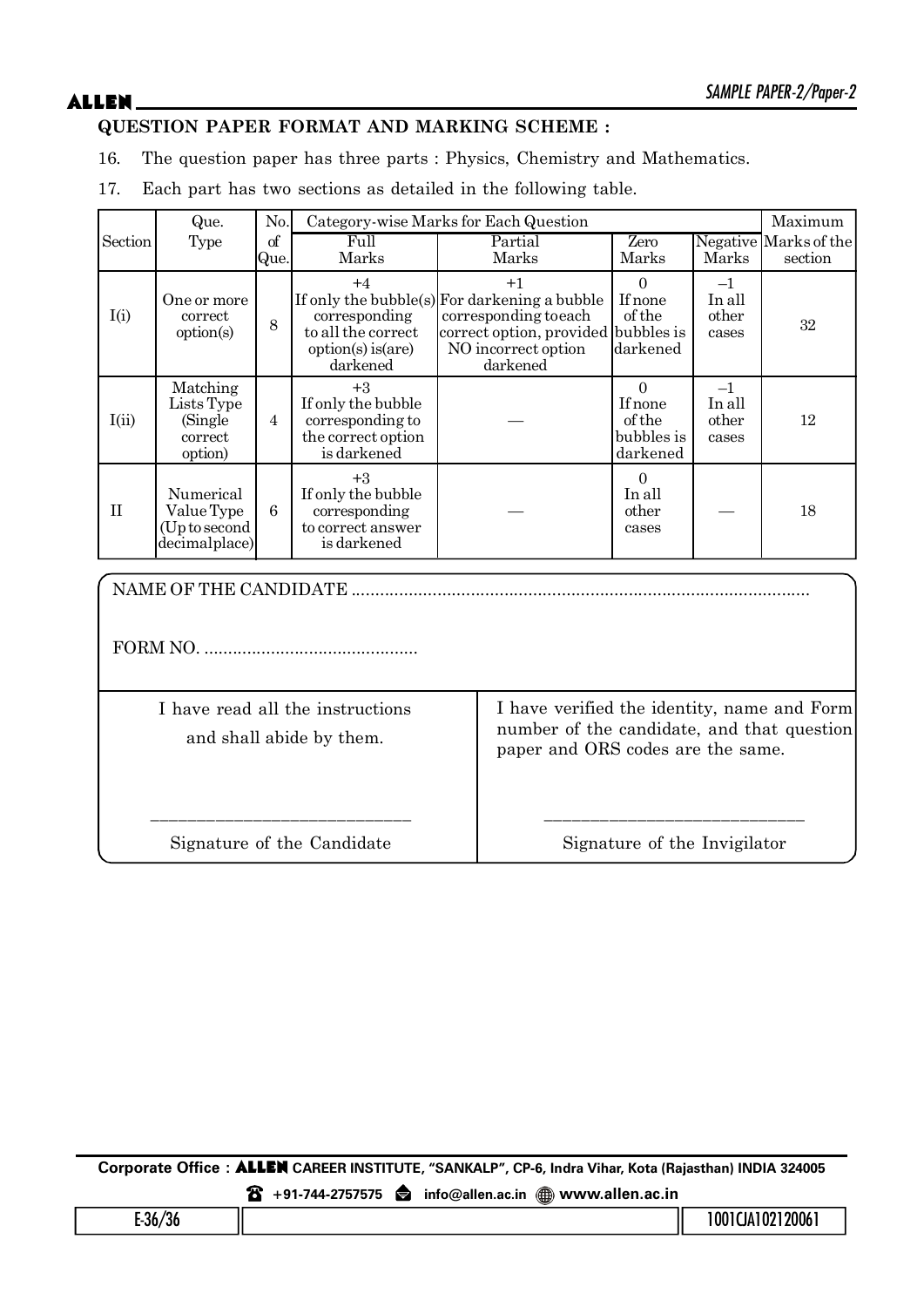**QUESTION PAPER FORMAT AND MARKING SCHEME :**

16. The question paper has three parts : Physics, Chemistry and Mathematics.

17. Each part has two sections as detailed in the following table.

| Section | Que. Type | No. of Que. | Category-wise Marks for Each Question | | | | Maximum Marks of the section |
|---|---|---|---|---|---|---|---|
| | | | Full Marks | Partial Marks | Zero Marks | Negative Marks | |
| I(i) | One or more correct option(s) | 8 | +4 If only the bubble(s) corresponding to all the correct option(s) is(are) darkened | +1 For darkening a bubble corresponding to each correct option, provided NO incorrect option darkened | 0 If none of the bubbles is darkened | –1 In all other cases | 32 |
| I(ii) | Matching Lists Type (Single correct option) | 4 | +3 If only the bubble corresponding to the correct option is darkened | — | 0 If none of the bubbles is darkened | –1 In all other cases | 12 |
| II | Numerical Value Type (Up to second decimal place) | 6 | +3 If only the bubble corresponding to correct answer is darkened | — | 0 In all other cases | — | 18 |

NAME OF THE CANDIDATE ..............................................................................................

FORM NO. ............................................

| I have read all the instructions and shall abide by them. | I have verified the identity, name and Form number of the candidate, and that question paper and ORS codes are the same. |
|---|---|
| ____________________________ Signature of the Candidate | ____________________________ Signature of the Invigilator |

**Corporate Office : ALLEN CAREER INSTITUTE, "SANKALP", CP-6, Indra Vihar, Kota (Rajasthan) INDIA 324005**

+91-744-2757575 info@allen.ac.in www.allen.ac.in

1001CJA102120061